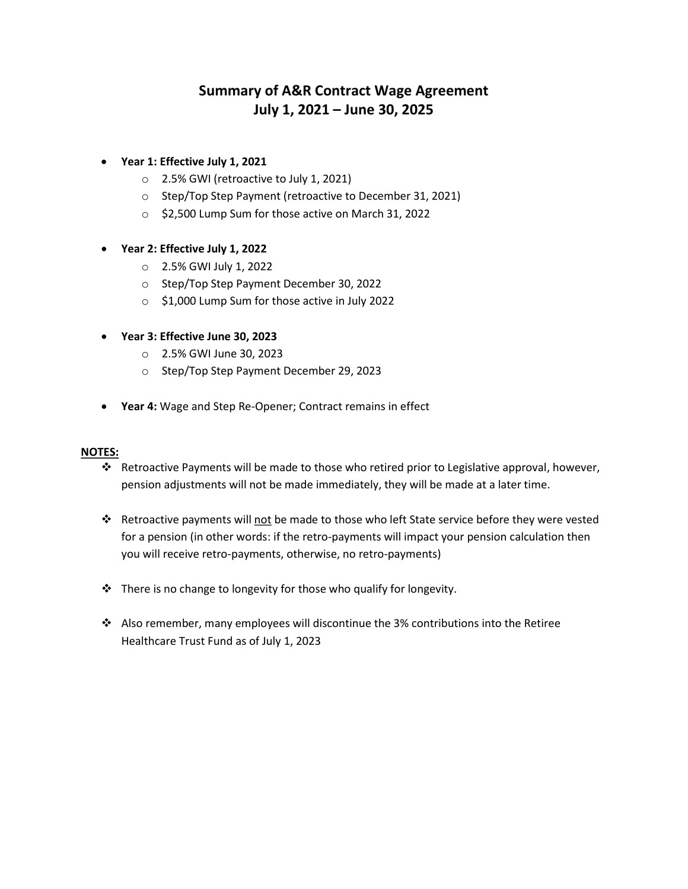# Summary of A&R Contract Wage Agreement
# July 1, 2021 – June 30, 2025

- **Year 1: Effective July 1, 2021**
  - 2.5% GWI (retroactive to July 1, 2021)
  - Step/Top Step Payment (retroactive to December 31, 2021)
  - $2,500 Lump Sum for those active on March 31, 2022

- **Year 2: Effective July 1, 2022**
  - 2.5% GWI July 1, 2022
  - Step/Top Step Payment December 30, 2022
  - $1,000 Lump Sum for those active in July 2022

- **Year 3: Effective June 30, 2023**
  - 2.5% GWI June 30, 2023
  - Step/Top Step Payment December 29, 2023

- **Year 4:** Wage and Step Re-Opener; Contract remains in effect

**NOTES:**

- Retroactive Payments will be made to those who retired prior to Legislative approval, however, pension adjustments will not be made immediately, they will be made at a later time.

- Retroactive payments will not be made to those who left State service before they were vested for a pension (in other words: if the retro-payments will impact your pension calculation then you will receive retro-payments, otherwise, no retro-payments)

- There is no change to longevity for those who qualify for longevity.

- Also remember, many employees will discontinue the 3% contributions into the Retiree Healthcare Trust Fund as of July 1, 2023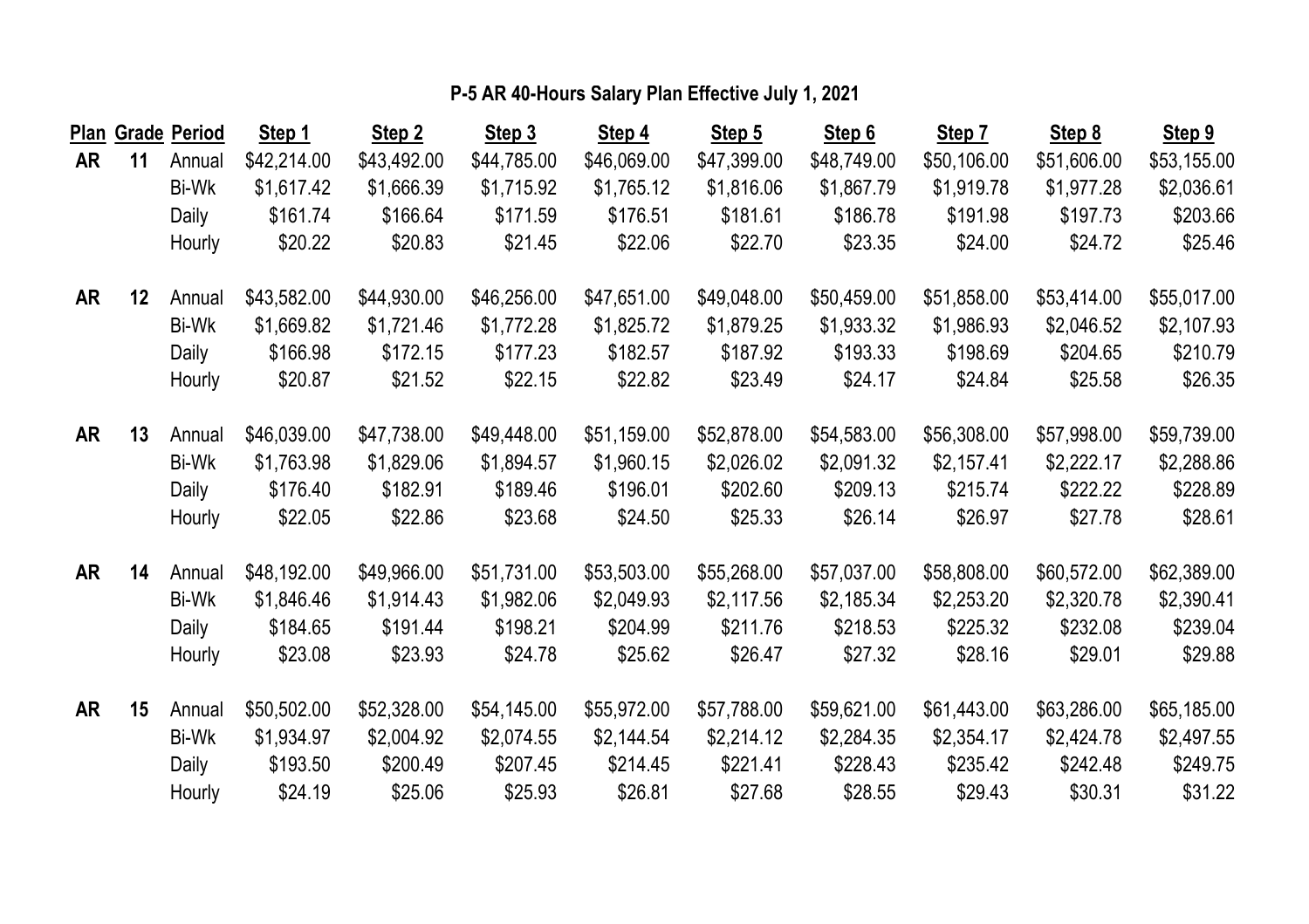# P-5 AR 40-Hours Salary Plan Effective July 1, 2021

| Plan | Grade | Period | Step 1 | Step 2 | Step 3 | Step 4 | Step 5 | Step 6 | Step 7 | Step 8 | Step 9 |
|---|---|---|---|---|---|---|---|---|---|---|---|
| **AR** | **11** | Annual | $42,214.00 | $43,492.00 | $44,785.00 | $46,069.00 | $47,399.00 | $48,749.00 | $50,106.00 | $51,606.00 | $53,155.00 |
| | | Bi-Wk | $1,617.42 | $1,666.39 | $1,715.92 | $1,765.12 | $1,816.06 | $1,867.79 | $1,919.78 | $1,977.28 | $2,036.61 |
| | | Daily | $161.74 | $166.64 | $171.59 | $176.51 | $181.61 | $186.78 | $191.98 | $197.73 | $203.66 |
| | | Hourly | $20.22 | $20.83 | $21.45 | $22.06 | $22.70 | $23.35 | $24.00 | $24.72 | $25.46 |
| **AR** | **12** | Annual | $43,582.00 | $44,930.00 | $46,256.00 | $47,651.00 | $49,048.00 | $50,459.00 | $51,858.00 | $53,414.00 | $55,017.00 |
| | | Bi-Wk | $1,669.82 | $1,721.46 | $1,772.28 | $1,825.72 | $1,879.25 | $1,933.32 | $1,986.93 | $2,046.52 | $2,107.93 |
| | | Daily | $166.98 | $172.15 | $177.23 | $182.57 | $187.92 | $193.33 | $198.69 | $204.65 | $210.79 |
| | | Hourly | $20.87 | $21.52 | $22.15 | $22.82 | $23.49 | $24.17 | $24.84 | $25.58 | $26.35 |
| **AR** | **13** | Annual | $46,039.00 | $47,738.00 | $49,448.00 | $51,159.00 | $52,878.00 | $54,583.00 | $56,308.00 | $57,998.00 | $59,739.00 |
| | | Bi-Wk | $1,763.98 | $1,829.06 | $1,894.57 | $1,960.15 | $2,026.02 | $2,091.32 | $2,157.41 | $2,222.17 | $2,288.86 |
| | | Daily | $176.40 | $182.91 | $189.46 | $196.01 | $202.60 | $209.13 | $215.74 | $222.22 | $228.89 |
| | | Hourly | $22.05 | $22.86 | $23.68 | $24.50 | $25.33 | $26.14 | $26.97 | $27.78 | $28.61 |
| **AR** | **14** | Annual | $48,192.00 | $49,966.00 | $51,731.00 | $53,503.00 | $55,268.00 | $57,037.00 | $58,808.00 | $60,572.00 | $62,389.00 |
| | | Bi-Wk | $1,846.46 | $1,914.43 | $1,982.06 | $2,049.93 | $2,117.56 | $2,185.34 | $2,253.20 | $2,320.78 | $2,390.41 |
| | | Daily | $184.65 | $191.44 | $198.21 | $204.99 | $211.76 | $218.53 | $225.32 | $232.08 | $239.04 |
| | | Hourly | $23.08 | $23.93 | $24.78 | $25.62 | $26.47 | $27.32 | $28.16 | $29.01 | $29.88 |
| **AR** | **15** | Annual | $50,502.00 | $52,328.00 | $54,145.00 | $55,972.00 | $57,788.00 | $59,621.00 | $61,443.00 | $63,286.00 | $65,185.00 |
| | | Bi-Wk | $1,934.97 | $2,004.92 | $2,074.55 | $2,144.54 | $2,214.12 | $2,284.35 | $2,354.17 | $2,424.78 | $2,497.55 |
| | | Daily | $193.50 | $200.49 | $207.45 | $214.45 | $221.41 | $228.43 | $235.42 | $242.48 | $249.75 |
| | | Hourly | $24.19 | $25.06 | $25.93 | $26.81 | $27.68 | $28.55 | $29.43 | $30.31 | $31.22 |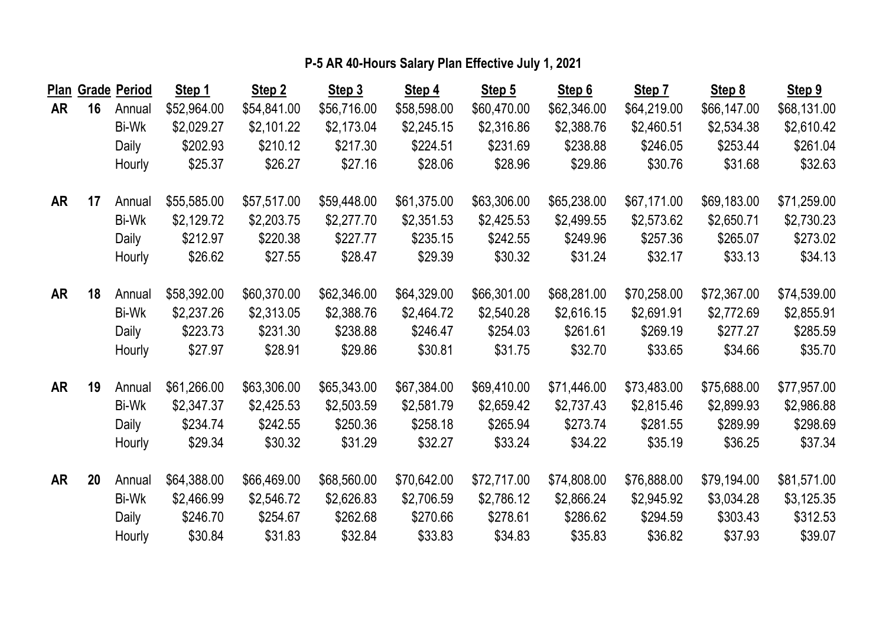## P-5 AR 40-Hours Salary Plan Effective July 1, 2021

| Plan | Grade | Period | Step 1 | Step 2 | Step 3 | Step 4 | Step 5 | Step 6 | Step 7 | Step 8 | Step 9 |
|---|---|---|---|---|---|---|---|---|---|---|---|
| AR | 16 | Annual | $52,964.00 | $54,841.00 | $56,716.00 | $58,598.00 | $60,470.00 | $62,346.00 | $64,219.00 | $66,147.00 | $68,131.00 |
| | | Bi-Wk | $2,029.27 | $2,101.22 | $2,173.04 | $2,245.15 | $2,316.86 | $2,388.76 | $2,460.51 | $2,534.38 | $2,610.42 |
| | | Daily | $202.93 | $210.12 | $217.30 | $224.51 | $231.69 | $238.88 | $246.05 | $253.44 | $261.04 |
| | | Hourly | $25.37 | $26.27 | $27.16 | $28.06 | $28.96 | $29.86 | $30.76 | $31.68 | $32.63 |
| AR | 17 | Annual | $55,585.00 | $57,517.00 | $59,448.00 | $61,375.00 | $63,306.00 | $65,238.00 | $67,171.00 | $69,183.00 | $71,259.00 |
| | | Bi-Wk | $2,129.72 | $2,203.75 | $2,277.70 | $2,351.53 | $2,425.53 | $2,499.55 | $2,573.62 | $2,650.71 | $2,730.23 |
| | | Daily | $212.97 | $220.38 | $227.77 | $235.15 | $242.55 | $249.96 | $257.36 | $265.07 | $273.02 |
| | | Hourly | $26.62 | $27.55 | $28.47 | $29.39 | $30.32 | $31.24 | $32.17 | $33.13 | $34.13 |
| AR | 18 | Annual | $58,392.00 | $60,370.00 | $62,346.00 | $64,329.00 | $66,301.00 | $68,281.00 | $70,258.00 | $72,367.00 | $74,539.00 |
| | | Bi-Wk | $2,237.26 | $2,313.05 | $2,388.76 | $2,464.72 | $2,540.28 | $2,616.15 | $2,691.91 | $2,772.69 | $2,855.91 |
| | | Daily | $223.73 | $231.30 | $238.88 | $246.47 | $254.03 | $261.61 | $269.19 | $277.27 | $285.59 |
| | | Hourly | $27.97 | $28.91 | $29.86 | $30.81 | $31.75 | $32.70 | $33.65 | $34.66 | $35.70 |
| AR | 19 | Annual | $61,266.00 | $63,306.00 | $65,343.00 | $67,384.00 | $69,410.00 | $71,446.00 | $73,483.00 | $75,688.00 | $77,957.00 |
| | | Bi-Wk | $2,347.37 | $2,425.53 | $2,503.59 | $2,581.79 | $2,659.42 | $2,737.43 | $2,815.46 | $2,899.93 | $2,986.88 |
| | | Daily | $234.74 | $242.55 | $250.36 | $258.18 | $265.94 | $273.74 | $281.55 | $289.99 | $298.69 |
| | | Hourly | $29.34 | $30.32 | $31.29 | $32.27 | $33.24 | $34.22 | $35.19 | $36.25 | $37.34 |
| AR | 20 | Annual | $64,388.00 | $66,469.00 | $68,560.00 | $70,642.00 | $72,717.00 | $74,808.00 | $76,888.00 | $79,194.00 | $81,571.00 |
| | | Bi-Wk | $2,466.99 | $2,546.72 | $2,626.83 | $2,706.59 | $2,786.12 | $2,866.24 | $2,945.92 | $3,034.28 | $3,125.35 |
| | | Daily | $246.70 | $254.67 | $262.68 | $270.66 | $278.61 | $286.62 | $294.59 | $303.43 | $312.53 |
| | | Hourly | $30.84 | $31.83 | $32.84 | $33.83 | $34.83 | $35.83 | $36.82 | $37.93 | $39.07 |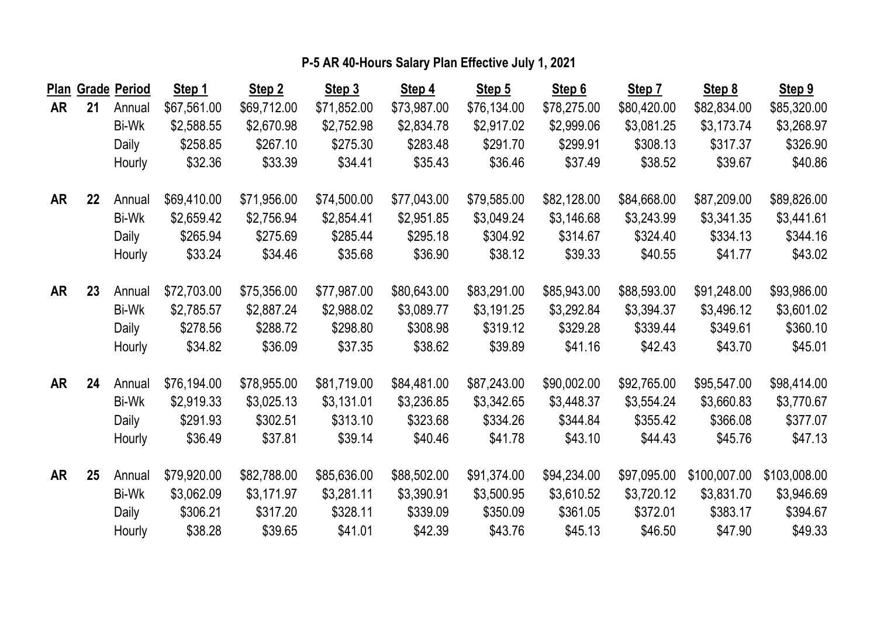## P-5 AR 40-Hours Salary Plan Effective July 1, 2021

| Plan | Grade | Period | Step 1 | Step 2 | Step 3 | Step 4 | Step 5 | Step 6 | Step 7 | Step 8 | Step 9 |
|---|---|---|---|---|---|---|---|---|---|---|---|
| **AR** | **21** | Annual | $67,561.00 | $69,712.00 | $71,852.00 | $73,987.00 | $76,134.00 | $78,275.00 | $80,420.00 | $82,834.00 | $85,320.00 |
| | | Bi-Wk | $2,588.55 | $2,670.98 | $2,752.98 | $2,834.78 | $2,917.02 | $2,999.06 | $3,081.25 | $3,173.74 | $3,268.97 |
| | | Daily | $258.85 | $267.10 | $275.30 | $283.48 | $291.70 | $299.91 | $308.13 | $317.37 | $326.90 |
| | | Hourly | $32.36 | $33.39 | $34.41 | $35.43 | $36.46 | $37.49 | $38.52 | $39.67 | $40.86 |
| **AR** | **22** | Annual | $69,410.00 | $71,956.00 | $74,500.00 | $77,043.00 | $79,585.00 | $82,128.00 | $84,668.00 | $87,209.00 | $89,826.00 |
| | | Bi-Wk | $2,659.42 | $2,756.94 | $2,854.41 | $2,951.85 | $3,049.24 | $3,146.68 | $3,243.99 | $3,341.35 | $3,441.61 |
| | | Daily | $265.94 | $275.69 | $285.44 | $295.18 | $304.92 | $314.67 | $324.40 | $334.13 | $344.16 |
| | | Hourly | $33.24 | $34.46 | $35.68 | $36.90 | $38.12 | $39.33 | $40.55 | $41.77 | $43.02 |
| **AR** | **23** | Annual | $72,703.00 | $75,356.00 | $77,987.00 | $80,643.00 | $83,291.00 | $85,943.00 | $88,593.00 | $91,248.00 | $93,986.00 |
| | | Bi-Wk | $2,785.57 | $2,887.24 | $2,988.02 | $3,089.77 | $3,191.25 | $3,292.84 | $3,394.37 | $3,496.12 | $3,601.02 |
| | | Daily | $278.56 | $288.72 | $298.80 | $308.98 | $319.12 | $329.28 | $339.44 | $349.61 | $360.10 |
| | | Hourly | $34.82 | $36.09 | $37.35 | $38.62 | $39.89 | $41.16 | $42.43 | $43.70 | $45.01 |
| **AR** | **24** | Annual | $76,194.00 | $78,955.00 | $81,719.00 | $84,481.00 | $87,243.00 | $90,002.00 | $92,765.00 | $95,547.00 | $98,414.00 |
| | | Bi-Wk | $2,919.33 | $3,025.13 | $3,131.01 | $3,236.85 | $3,342.65 | $3,448.37 | $3,554.24 | $3,660.83 | $3,770.67 |
| | | Daily | $291.93 | $302.51 | $313.10 | $323.68 | $334.26 | $344.84 | $355.42 | $366.08 | $377.07 |
| | | Hourly | $36.49 | $37.81 | $39.14 | $40.46 | $41.78 | $43.10 | $44.43 | $45.76 | $47.13 |
| **AR** | **25** | Annual | $79,920.00 | $82,788.00 | $85,636.00 | $88,502.00 | $91,374.00 | $94,234.00 | $97,095.00 | $100,007.00 | $103,008.00 |
| | | Bi-Wk | $3,062.09 | $3,171.97 | $3,281.11 | $3,390.91 | $3,500.95 | $3,610.52 | $3,720.12 | $3,831.70 | $3,946.69 |
| | | Daily | $306.21 | $317.20 | $328.11 | $339.09 | $350.09 | $361.05 | $372.01 | $383.17 | $394.67 |
| | | Hourly | $38.28 | $39.65 | $41.01 | $42.39 | $43.76 | $45.13 | $46.50 | $47.90 | $49.33 |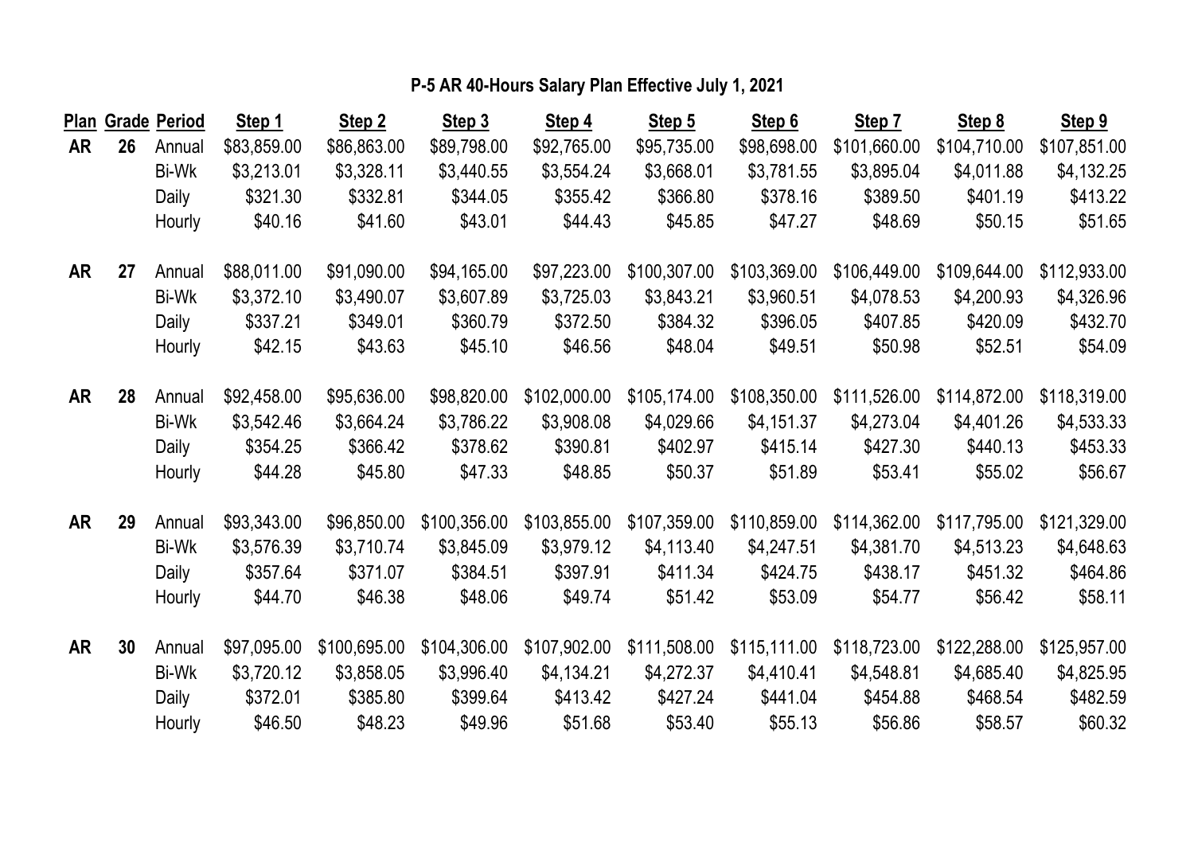# P-5 AR 40-Hours Salary Plan Effective July 1, 2021

| Plan | Grade | Period | Step 1 | Step 2 | Step 3 | Step 4 | Step 5 | Step 6 | Step 7 | Step 8 | Step 9 |
|---|---|---|---|---|---|---|---|---|---|---|---|
| AR | 26 | Annual | $83,859.00 | $86,863.00 | $89,798.00 | $92,765.00 | $95,735.00 | $98,698.00 | $101,660.00 | $104,710.00 | $107,851.00 |
| | | Bi-Wk | $3,213.01 | $3,328.11 | $3,440.55 | $3,554.24 | $3,668.01 | $3,781.55 | $3,895.04 | $4,011.88 | $4,132.25 |
| | | Daily | $321.30 | $332.81 | $344.05 | $355.42 | $366.80 | $378.16 | $389.50 | $401.19 | $413.22 |
| | | Hourly | $40.16 | $41.60 | $43.01 | $44.43 | $45.85 | $47.27 | $48.69 | $50.15 | $51.65 |
| AR | 27 | Annual | $88,011.00 | $91,090.00 | $94,165.00 | $97,223.00 | $100,307.00 | $103,369.00 | $106,449.00 | $109,644.00 | $112,933.00 |
| | | Bi-Wk | $3,372.10 | $3,490.07 | $3,607.89 | $3,725.03 | $3,843.21 | $3,960.51 | $4,078.53 | $4,200.93 | $4,326.96 |
| | | Daily | $337.21 | $349.01 | $360.79 | $372.50 | $384.32 | $396.05 | $407.85 | $420.09 | $432.70 |
| | | Hourly | $42.15 | $43.63 | $45.10 | $46.56 | $48.04 | $49.51 | $50.98 | $52.51 | $54.09 |
| AR | 28 | Annual | $92,458.00 | $95,636.00 | $98,820.00 | $102,000.00 | $105,174.00 | $108,350.00 | $111,526.00 | $114,872.00 | $118,319.00 |
| | | Bi-Wk | $3,542.46 | $3,664.24 | $3,786.22 | $3,908.08 | $4,029.66 | $4,151.37 | $4,273.04 | $4,401.26 | $4,533.33 |
| | | Daily | $354.25 | $366.42 | $378.62 | $390.81 | $402.97 | $415.14 | $427.30 | $440.13 | $453.33 |
| | | Hourly | $44.28 | $45.80 | $47.33 | $48.85 | $50.37 | $51.89 | $53.41 | $55.02 | $56.67 |
| AR | 29 | Annual | $93,343.00 | $96,850.00 | $100,356.00 | $103,855.00 | $107,359.00 | $110,859.00 | $114,362.00 | $117,795.00 | $121,329.00 |
| | | Bi-Wk | $3,576.39 | $3,710.74 | $3,845.09 | $3,979.12 | $4,113.40 | $4,247.51 | $4,381.70 | $4,513.23 | $4,648.63 |
| | | Daily | $357.64 | $371.07 | $384.51 | $397.91 | $411.34 | $424.75 | $438.17 | $451.32 | $464.86 |
| | | Hourly | $44.70 | $46.38 | $48.06 | $49.74 | $51.42 | $53.09 | $54.77 | $56.42 | $58.11 |
| AR | 30 | Annual | $97,095.00 | $100,695.00 | $104,306.00 | $107,902.00 | $111,508.00 | $115,111.00 | $118,723.00 | $122,288.00 | $125,957.00 |
| | | Bi-Wk | $3,720.12 | $3,858.05 | $3,996.40 | $4,134.21 | $4,272.37 | $4,410.41 | $4,548.81 | $4,685.40 | $4,825.95 |
| | | Daily | $372.01 | $385.80 | $399.64 | $413.42 | $427.24 | $441.04 | $454.88 | $468.54 | $482.59 |
| | | Hourly | $46.50 | $48.23 | $49.96 | $51.68 | $53.40 | $55.13 | $56.86 | $58.57 | $60.32 |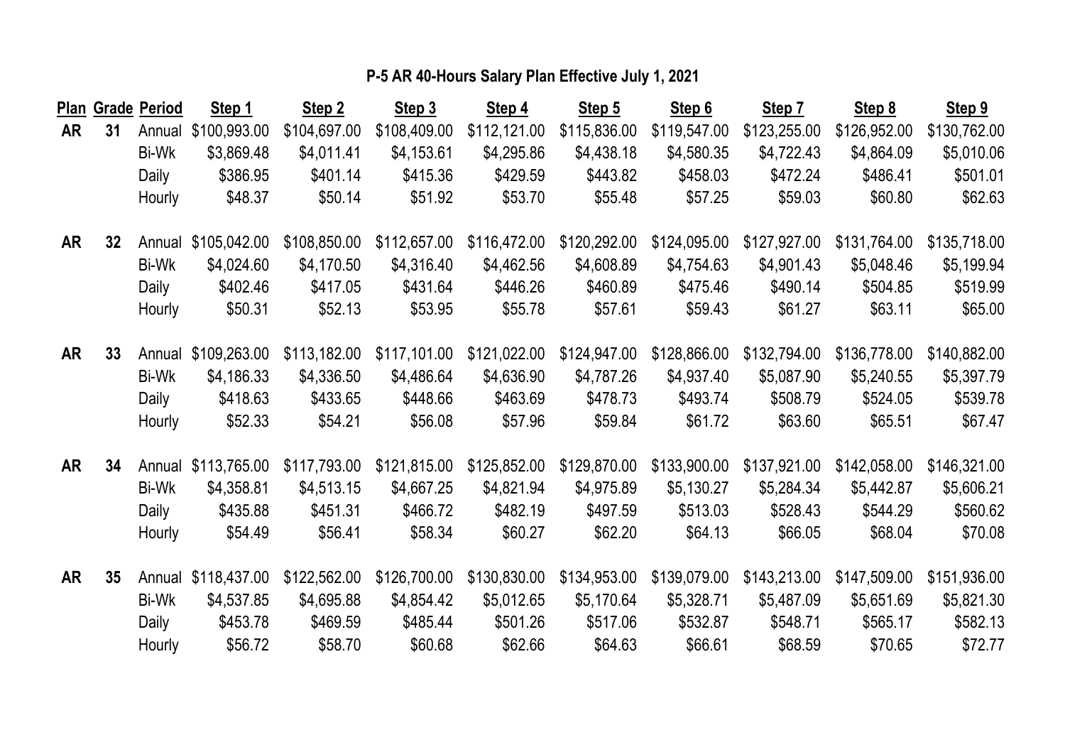## P-5 AR 40-Hours Salary Plan Effective July 1, 2021

| Plan | Grade | Period | Step 1 | Step 2 | Step 3 | Step 4 | Step 5 | Step 6 | Step 7 | Step 8 | Step 9 |
|---|---|---|---|---|---|---|---|---|---|---|---|
| AR | 31 | Annual | $100,993.00 | $104,697.00 | $108,409.00 | $112,121.00 | $115,836.00 | $119,547.00 | $123,255.00 | $126,952.00 | $130,762.00 |
| | | Bi-Wk | $3,869.48 | $4,011.41 | $4,153.61 | $4,295.86 | $4,438.18 | $4,580.35 | $4,722.43 | $4,864.09 | $5,010.06 |
| | | Daily | $386.95 | $401.14 | $415.36 | $429.59 | $443.82 | $458.03 | $472.24 | $486.41 | $501.01 |
| | | Hourly | $48.37 | $50.14 | $51.92 | $53.70 | $55.48 | $57.25 | $59.03 | $60.80 | $62.63 |
| AR | 32 | Annual | $105,042.00 | $108,850.00 | $112,657.00 | $116,472.00 | $120,292.00 | $124,095.00 | $127,927.00 | $131,764.00 | $135,718.00 |
| | | Bi-Wk | $4,024.60 | $4,170.50 | $4,316.40 | $4,462.56 | $4,608.89 | $4,754.63 | $4,901.43 | $5,048.46 | $5,199.94 |
| | | Daily | $402.46 | $417.05 | $431.64 | $446.26 | $460.89 | $475.46 | $490.14 | $504.85 | $519.99 |
| | | Hourly | $50.31 | $52.13 | $53.95 | $55.78 | $57.61 | $59.43 | $61.27 | $63.11 | $65.00 |
| AR | 33 | Annual | $109,263.00 | $113,182.00 | $117,101.00 | $121,022.00 | $124,947.00 | $128,866.00 | $132,794.00 | $136,778.00 | $140,882.00 |
| | | Bi-Wk | $4,186.33 | $4,336.50 | $4,486.64 | $4,636.90 | $4,787.26 | $4,937.40 | $5,087.90 | $5,240.55 | $5,397.79 |
| | | Daily | $418.63 | $433.65 | $448.66 | $463.69 | $478.73 | $493.74 | $508.79 | $524.05 | $539.78 |
| | | Hourly | $52.33 | $54.21 | $56.08 | $57.96 | $59.84 | $61.72 | $63.60 | $65.51 | $67.47 |
| AR | 34 | Annual | $113,765.00 | $117,793.00 | $121,815.00 | $125,852.00 | $129,870.00 | $133,900.00 | $137,921.00 | $142,058.00 | $146,321.00 |
| | | Bi-Wk | $4,358.81 | $4,513.15 | $4,667.25 | $4,821.94 | $4,975.89 | $5,130.27 | $5,284.34 | $5,442.87 | $5,606.21 |
| | | Daily | $435.88 | $451.31 | $466.72 | $482.19 | $497.59 | $513.03 | $528.43 | $544.29 | $560.62 |
| | | Hourly | $54.49 | $56.41 | $58.34 | $60.27 | $62.20 | $64.13 | $66.05 | $68.04 | $70.08 |
| AR | 35 | Annual | $118,437.00 | $122,562.00 | $126,700.00 | $130,830.00 | $134,953.00 | $139,079.00 | $143,213.00 | $147,509.00 | $151,936.00 |
| | | Bi-Wk | $4,537.85 | $4,695.88 | $4,854.42 | $5,012.65 | $5,170.64 | $5,328.71 | $5,487.09 | $5,651.69 | $5,821.30 |
| | | Daily | $453.78 | $469.59 | $485.44 | $501.26 | $517.06 | $532.87 | $548.71 | $565.17 | $582.13 |
| | | Hourly | $56.72 | $58.70 | $60.68 | $62.66 | $64.63 | $66.61 | $68.59 | $70.65 | $72.77 |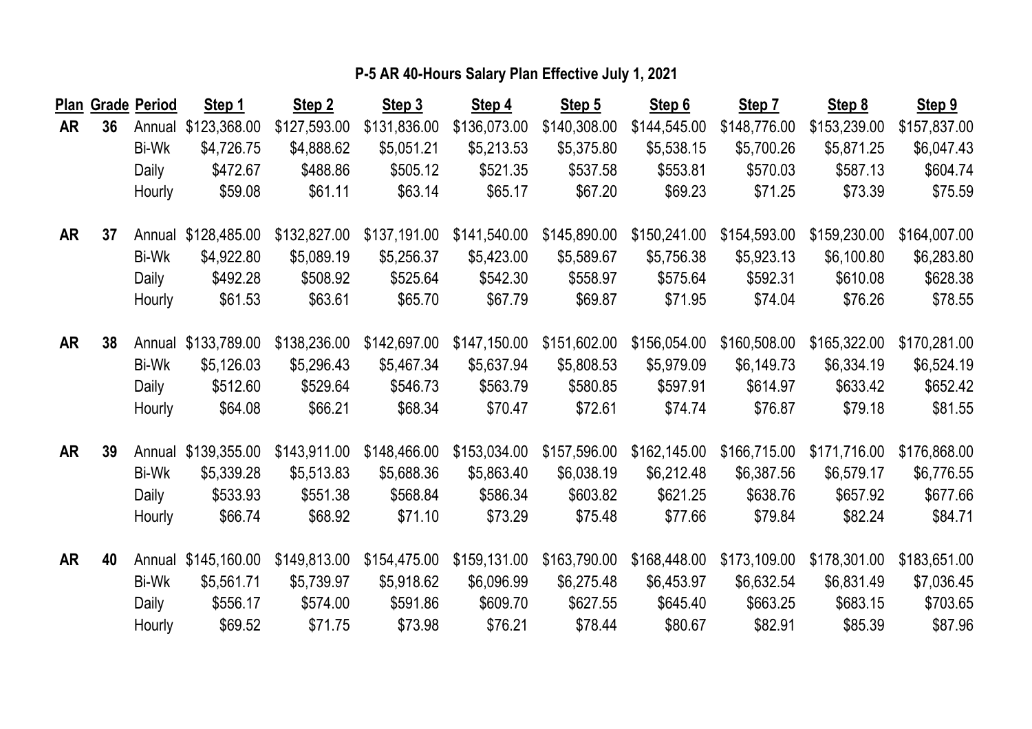**P-5 AR 40-Hours Salary Plan Effective July 1, 2021**

| Plan | Grade | Period | Step 1 | Step 2 | Step 3 | Step 4 | Step 5 | Step 6 | Step 7 | Step 8 | Step 9 |
|---|---|---|---|---|---|---|---|---|---|---|---|
| AR | 36 | Annual | $123,368.00 | $127,593.00 | $131,836.00 | $136,073.00 | $140,308.00 | $144,545.00 | $148,776.00 | $153,239.00 | $157,837.00 |
| | | Bi-Wk | $4,726.75 | $4,888.62 | $5,051.21 | $5,213.53 | $5,375.80 | $5,538.15 | $5,700.26 | $5,871.25 | $6,047.43 |
| | | Daily | $472.67 | $488.86 | $505.12 | $521.35 | $537.58 | $553.81 | $570.03 | $587.13 | $604.74 |
| | | Hourly | $59.08 | $61.11 | $63.14 | $65.17 | $67.20 | $69.23 | $71.25 | $73.39 | $75.59 |
| AR | 37 | Annual | $128,485.00 | $132,827.00 | $137,191.00 | $141,540.00 | $145,890.00 | $150,241.00 | $154,593.00 | $159,230.00 | $164,007.00 |
| | | Bi-Wk | $4,922.80 | $5,089.19 | $5,256.37 | $5,423.00 | $5,589.67 | $5,756.38 | $5,923.13 | $6,100.80 | $6,283.80 |
| | | Daily | $492.28 | $508.92 | $525.64 | $542.30 | $558.97 | $575.64 | $592.31 | $610.08 | $628.38 |
| | | Hourly | $61.53 | $63.61 | $65.70 | $67.79 | $69.87 | $71.95 | $74.04 | $76.26 | $78.55 |
| AR | 38 | Annual | $133,789.00 | $138,236.00 | $142,697.00 | $147,150.00 | $151,602.00 | $156,054.00 | $160,508.00 | $165,322.00 | $170,281.00 |
| | | Bi-Wk | $5,126.03 | $5,296.43 | $5,467.34 | $5,637.94 | $5,808.53 | $5,979.09 | $6,149.73 | $6,334.19 | $6,524.19 |
| | | Daily | $512.60 | $529.64 | $546.73 | $563.79 | $580.85 | $597.91 | $614.97 | $633.42 | $652.42 |
| | | Hourly | $64.08 | $66.21 | $68.34 | $70.47 | $72.61 | $74.74 | $76.87 | $79.18 | $81.55 |
| AR | 39 | Annual | $139,355.00 | $143,911.00 | $148,466.00 | $153,034.00 | $157,596.00 | $162,145.00 | $166,715.00 | $171,716.00 | $176,868.00 |
| | | Bi-Wk | $5,339.28 | $5,513.83 | $5,688.36 | $5,863.40 | $6,038.19 | $6,212.48 | $6,387.56 | $6,579.17 | $6,776.55 |
| | | Daily | $533.93 | $551.38 | $568.84 | $586.34 | $603.82 | $621.25 | $638.76 | $657.92 | $677.66 |
| | | Hourly | $66.74 | $68.92 | $71.10 | $73.29 | $75.48 | $77.66 | $79.84 | $82.24 | $84.71 |
| AR | 40 | Annual | $145,160.00 | $149,813.00 | $154,475.00 | $159,131.00 | $163,790.00 | $168,448.00 | $173,109.00 | $178,301.00 | $183,651.00 |
| | | Bi-Wk | $5,561.71 | $5,739.97 | $5,918.62 | $6,096.99 | $6,275.48 | $6,453.97 | $6,632.54 | $6,831.49 | $7,036.45 |
| | | Daily | $556.17 | $574.00 | $591.86 | $609.70 | $627.55 | $645.40 | $663.25 | $683.15 | $703.65 |
| | | Hourly | $69.52 | $71.75 | $73.98 | $76.21 | $78.44 | $80.67 | $82.91 | $85.39 | $87.96 |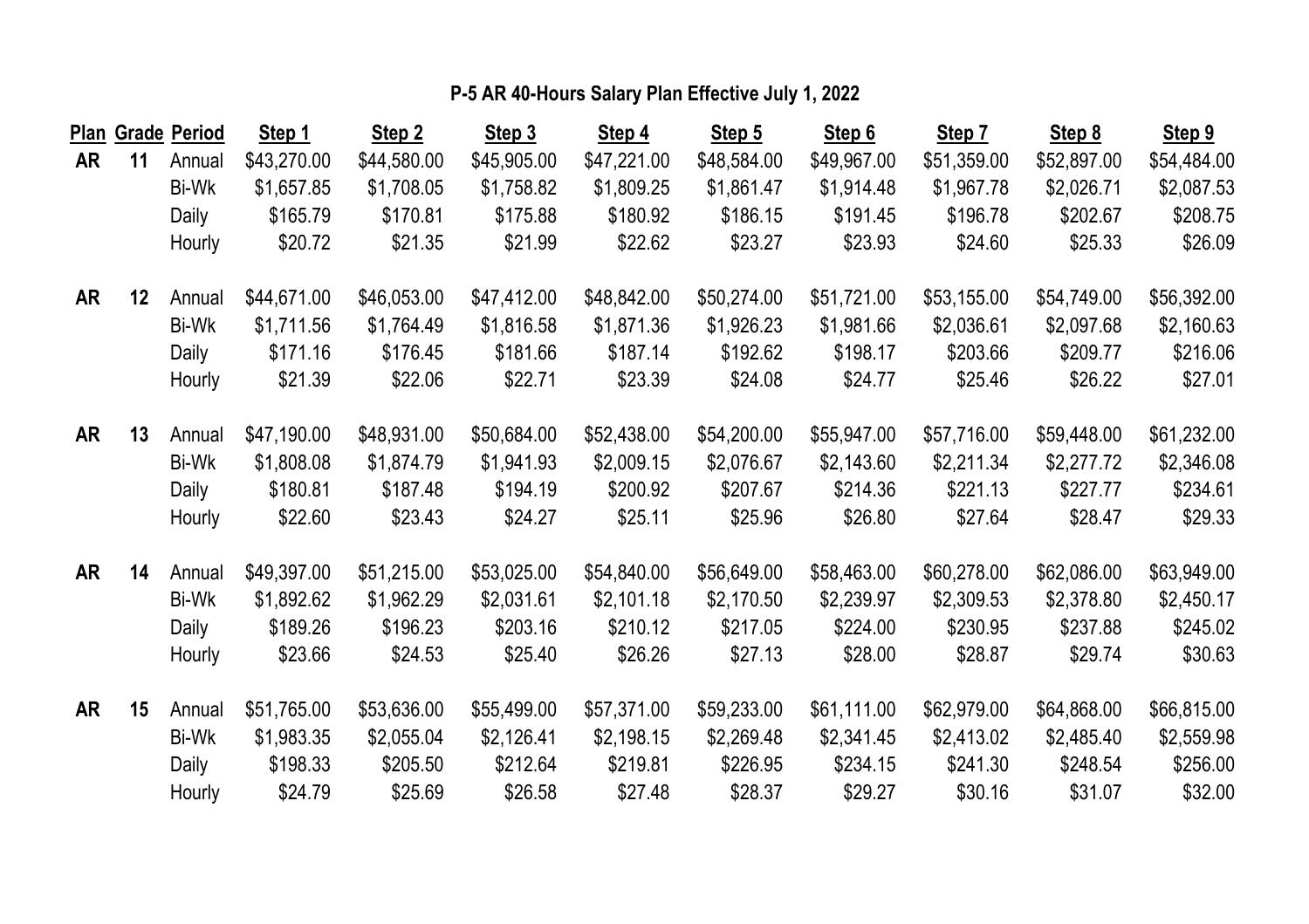## P-5 AR 40-Hours Salary Plan Effective July 1, 2022

| Plan | Grade | Period | Step 1 | Step 2 | Step 3 | Step 4 | Step 5 | Step 6 | Step 7 | Step 8 | Step 9 |
|---|---|---|---|---|---|---|---|---|---|---|---|
| AR | 11 | Annual | $43,270.00 | $44,580.00 | $45,905.00 | $47,221.00 | $48,584.00 | $49,967.00 | $51,359.00 | $52,897.00 | $54,484.00 |
| | | Bi-Wk | $1,657.85 | $1,708.05 | $1,758.82 | $1,809.25 | $1,861.47 | $1,914.48 | $1,967.78 | $2,026.71 | $2,087.53 |
| | | Daily | $165.79 | $170.81 | $175.88 | $180.92 | $186.15 | $191.45 | $196.78 | $202.67 | $208.75 |
| | | Hourly | $20.72 | $21.35 | $21.99 | $22.62 | $23.27 | $23.93 | $24.60 | $25.33 | $26.09 |
| AR | 12 | Annual | $44,671.00 | $46,053.00 | $47,412.00 | $48,842.00 | $50,274.00 | $51,721.00 | $53,155.00 | $54,749.00 | $56,392.00 |
| | | Bi-Wk | $1,711.56 | $1,764.49 | $1,816.58 | $1,871.36 | $1,926.23 | $1,981.66 | $2,036.61 | $2,097.68 | $2,160.63 |
| | | Daily | $171.16 | $176.45 | $181.66 | $187.14 | $192.62 | $198.17 | $203.66 | $209.77 | $216.06 |
| | | Hourly | $21.39 | $22.06 | $22.71 | $23.39 | $24.08 | $24.77 | $25.46 | $26.22 | $27.01 |
| AR | 13 | Annual | $47,190.00 | $48,931.00 | $50,684.00 | $52,438.00 | $54,200.00 | $55,947.00 | $57,716.00 | $59,448.00 | $61,232.00 |
| | | Bi-Wk | $1,808.08 | $1,874.79 | $1,941.93 | $2,009.15 | $2,076.67 | $2,143.60 | $2,211.34 | $2,277.72 | $2,346.08 |
| | | Daily | $180.81 | $187.48 | $194.19 | $200.92 | $207.67 | $214.36 | $221.13 | $227.77 | $234.61 |
| | | Hourly | $22.60 | $23.43 | $24.27 | $25.11 | $25.96 | $26.80 | $27.64 | $28.47 | $29.33 |
| AR | 14 | Annual | $49,397.00 | $51,215.00 | $53,025.00 | $54,840.00 | $56,649.00 | $58,463.00 | $60,278.00 | $62,086.00 | $63,949.00 |
| | | Bi-Wk | $1,892.62 | $1,962.29 | $2,031.61 | $2,101.18 | $2,170.50 | $2,239.97 | $2,309.53 | $2,378.80 | $2,450.17 |
| | | Daily | $189.26 | $196.23 | $203.16 | $210.12 | $217.05 | $224.00 | $230.95 | $237.88 | $245.02 |
| | | Hourly | $23.66 | $24.53 | $25.40 | $26.26 | $27.13 | $28.00 | $28.87 | $29.74 | $30.63 |
| AR | 15 | Annual | $51,765.00 | $53,636.00 | $55,499.00 | $57,371.00 | $59,233.00 | $61,111.00 | $62,979.00 | $64,868.00 | $66,815.00 |
| | | Bi-Wk | $1,983.35 | $2,055.04 | $2,126.41 | $2,198.15 | $2,269.48 | $2,341.45 | $2,413.02 | $2,485.40 | $2,559.98 |
| | | Daily | $198.33 | $205.50 | $212.64 | $219.81 | $226.95 | $234.15 | $241.30 | $248.54 | $256.00 |
| | | Hourly | $24.79 | $25.69 | $26.58 | $27.48 | $28.37 | $29.27 | $30.16 | $31.07 | $32.00 |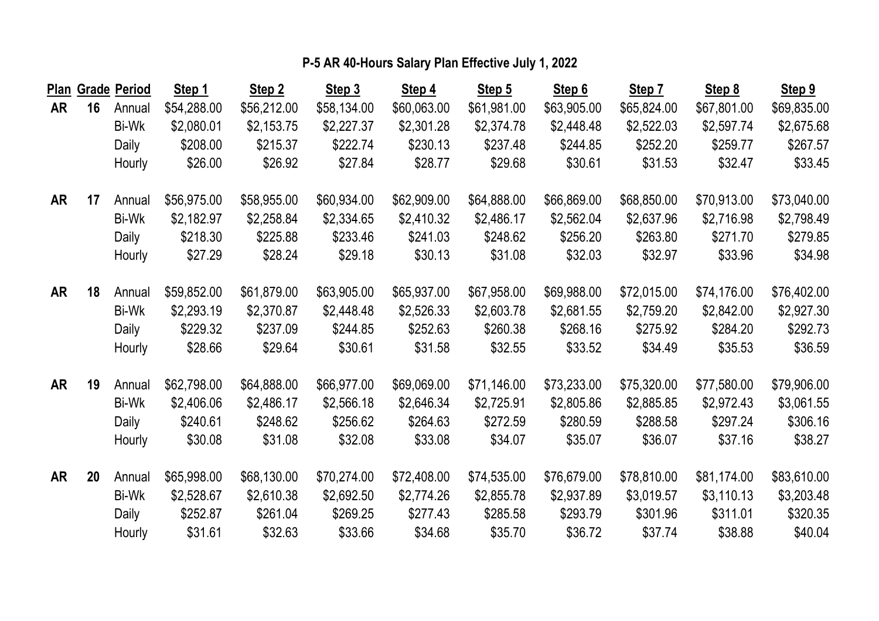## P-5 AR 40-Hours Salary Plan Effective July 1, 2022

| Plan | Grade | Period | Step 1 | Step 2 | Step 3 | Step 4 | Step 5 | Step 6 | Step 7 | Step 8 | Step 9 |
|---|---|---|---|---|---|---|---|---|---|---|---|
| AR | 16 | Annual | $54,288.00 | $56,212.00 | $58,134.00 | $60,063.00 | $61,981.00 | $63,905.00 | $65,824.00 | $67,801.00 | $69,835.00 |
| | | Bi-Wk | $2,080.01 | $2,153.75 | $2,227.37 | $2,301.28 | $2,374.78 | $2,448.48 | $2,522.03 | $2,597.74 | $2,675.68 |
| | | Daily | $208.00 | $215.37 | $222.74 | $230.13 | $237.48 | $244.85 | $252.20 | $259.77 | $267.57 |
| | | Hourly | $26.00 | $26.92 | $27.84 | $28.77 | $29.68 | $30.61 | $31.53 | $32.47 | $33.45 |
| AR | 17 | Annual | $56,975.00 | $58,955.00 | $60,934.00 | $62,909.00 | $64,888.00 | $66,869.00 | $68,850.00 | $70,913.00 | $73,040.00 |
| | | Bi-Wk | $2,182.97 | $2,258.84 | $2,334.65 | $2,410.32 | $2,486.17 | $2,562.04 | $2,637.96 | $2,716.98 | $2,798.49 |
| | | Daily | $218.30 | $225.88 | $233.46 | $241.03 | $248.62 | $256.20 | $263.80 | $271.70 | $279.85 |
| | | Hourly | $27.29 | $28.24 | $29.18 | $30.13 | $31.08 | $32.03 | $32.97 | $33.96 | $34.98 |
| AR | 18 | Annual | $59,852.00 | $61,879.00 | $63,905.00 | $65,937.00 | $67,958.00 | $69,988.00 | $72,015.00 | $74,176.00 | $76,402.00 |
| | | Bi-Wk | $2,293.19 | $2,370.87 | $2,448.48 | $2,526.33 | $2,603.78 | $2,681.55 | $2,759.20 | $2,842.00 | $2,927.30 |
| | | Daily | $229.32 | $237.09 | $244.85 | $252.63 | $260.38 | $268.16 | $275.92 | $284.20 | $292.73 |
| | | Hourly | $28.66 | $29.64 | $30.61 | $31.58 | $32.55 | $33.52 | $34.49 | $35.53 | $36.59 |
| AR | 19 | Annual | $62,798.00 | $64,888.00 | $66,977.00 | $69,069.00 | $71,146.00 | $73,233.00 | $75,320.00 | $77,580.00 | $79,906.00 |
| | | Bi-Wk | $2,406.06 | $2,486.17 | $2,566.18 | $2,646.34 | $2,725.91 | $2,805.86 | $2,885.85 | $2,972.43 | $3,061.55 |
| | | Daily | $240.61 | $248.62 | $256.62 | $264.63 | $272.59 | $280.59 | $288.58 | $297.24 | $306.16 |
| | | Hourly | $30.08 | $31.08 | $32.08 | $33.08 | $34.07 | $35.07 | $36.07 | $37.16 | $38.27 |
| AR | 20 | Annual | $65,998.00 | $68,130.00 | $70,274.00 | $72,408.00 | $74,535.00 | $76,679.00 | $78,810.00 | $81,174.00 | $83,610.00 |
| | | Bi-Wk | $2,528.67 | $2,610.38 | $2,692.50 | $2,774.26 | $2,855.78 | $2,937.89 | $3,019.57 | $3,110.13 | $3,203.48 |
| | | Daily | $252.87 | $261.04 | $269.25 | $277.43 | $285.58 | $293.79 | $301.96 | $311.01 | $320.35 |
| | | Hourly | $31.61 | $32.63 | $33.66 | $34.68 | $35.70 | $36.72 | $37.74 | $38.88 | $40.04 |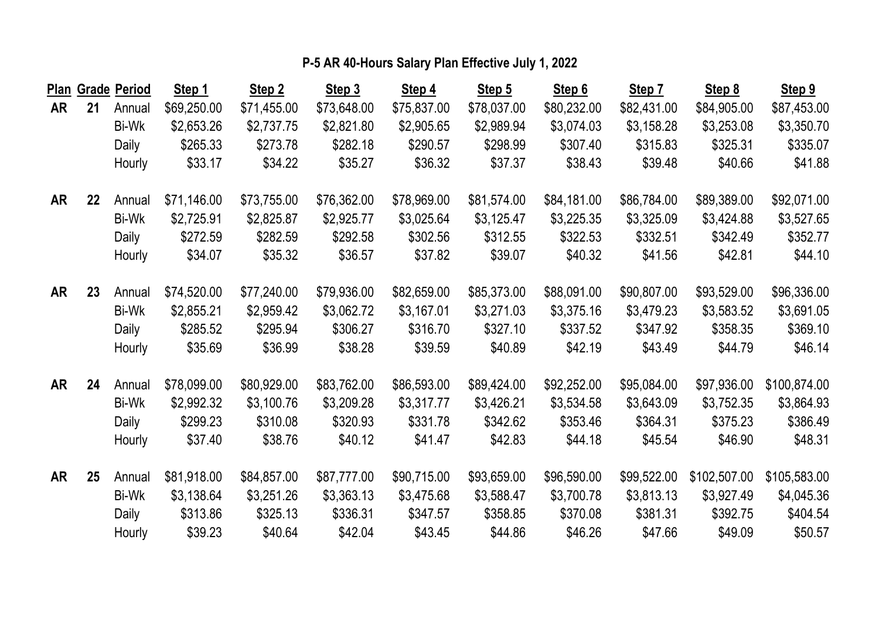**P-5 AR 40-Hours Salary Plan Effective July 1, 2022**

| Plan | Grade | Period | Step 1 | Step 2 | Step 3 | Step 4 | Step 5 | Step 6 | Step 7 | Step 8 | Step 9 |
|---|---|---|---|---|---|---|---|---|---|---|---|
| **AR** | **21** | Annual | $69,250.00 | $71,455.00 | $73,648.00 | $75,837.00 | $78,037.00 | $80,232.00 | $82,431.00 | $84,905.00 | $87,453.00 |
| | | Bi-Wk | $2,653.26 | $2,737.75 | $2,821.80 | $2,905.65 | $2,989.94 | $3,074.03 | $3,158.28 | $3,253.08 | $3,350.70 |
| | | Daily | $265.33 | $273.78 | $282.18 | $290.57 | $298.99 | $307.40 | $315.83 | $325.31 | $335.07 |
| | | Hourly | $33.17 | $34.22 | $35.27 | $36.32 | $37.37 | $38.43 | $39.48 | $40.66 | $41.88 |
| **AR** | **22** | Annual | $71,146.00 | $73,755.00 | $76,362.00 | $78,969.00 | $81,574.00 | $84,181.00 | $86,784.00 | $89,389.00 | $92,071.00 |
| | | Bi-Wk | $2,725.91 | $2,825.87 | $2,925.77 | $3,025.64 | $3,125.47 | $3,225.35 | $3,325.09 | $3,424.88 | $3,527.65 |
| | | Daily | $272.59 | $282.59 | $292.58 | $302.56 | $312.55 | $322.53 | $332.51 | $342.49 | $352.77 |
| | | Hourly | $34.07 | $35.32 | $36.57 | $37.82 | $39.07 | $40.32 | $41.56 | $42.81 | $44.10 |
| **AR** | **23** | Annual | $74,520.00 | $77,240.00 | $79,936.00 | $82,659.00 | $85,373.00 | $88,091.00 | $90,807.00 | $93,529.00 | $96,336.00 |
| | | Bi-Wk | $2,855.21 | $2,959.42 | $3,062.72 | $3,167.01 | $3,271.03 | $3,375.16 | $3,479.23 | $3,583.52 | $3,691.05 |
| | | Daily | $285.52 | $295.94 | $306.27 | $316.70 | $327.10 | $337.52 | $347.92 | $358.35 | $369.10 |
| | | Hourly | $35.69 | $36.99 | $38.28 | $39.59 | $40.89 | $42.19 | $43.49 | $44.79 | $46.14 |
| **AR** | **24** | Annual | $78,099.00 | $80,929.00 | $83,762.00 | $86,593.00 | $89,424.00 | $92,252.00 | $95,084.00 | $97,936.00 | $100,874.00 |
| | | Bi-Wk | $2,992.32 | $3,100.76 | $3,209.28 | $3,317.77 | $3,426.21 | $3,534.58 | $3,643.09 | $3,752.35 | $3,864.93 |
| | | Daily | $299.23 | $310.08 | $320.93 | $331.78 | $342.62 | $353.46 | $364.31 | $375.23 | $386.49 |
| | | Hourly | $37.40 | $38.76 | $40.12 | $41.47 | $42.83 | $44.18 | $45.54 | $46.90 | $48.31 |
| **AR** | **25** | Annual | $81,918.00 | $84,857.00 | $87,777.00 | $90,715.00 | $93,659.00 | $96,590.00 | $99,522.00 | $102,507.00 | $105,583.00 |
| | | Bi-Wk | $3,138.64 | $3,251.26 | $3,363.13 | $3,475.68 | $3,588.47 | $3,700.78 | $3,813.13 | $3,927.49 | $4,045.36 |
| | | Daily | $313.86 | $325.13 | $336.31 | $347.57 | $358.85 | $370.08 | $381.31 | $392.75 | $404.54 |
| | | Hourly | $39.23 | $40.64 | $42.04 | $43.45 | $44.86 | $46.26 | $47.66 | $49.09 | $50.57 |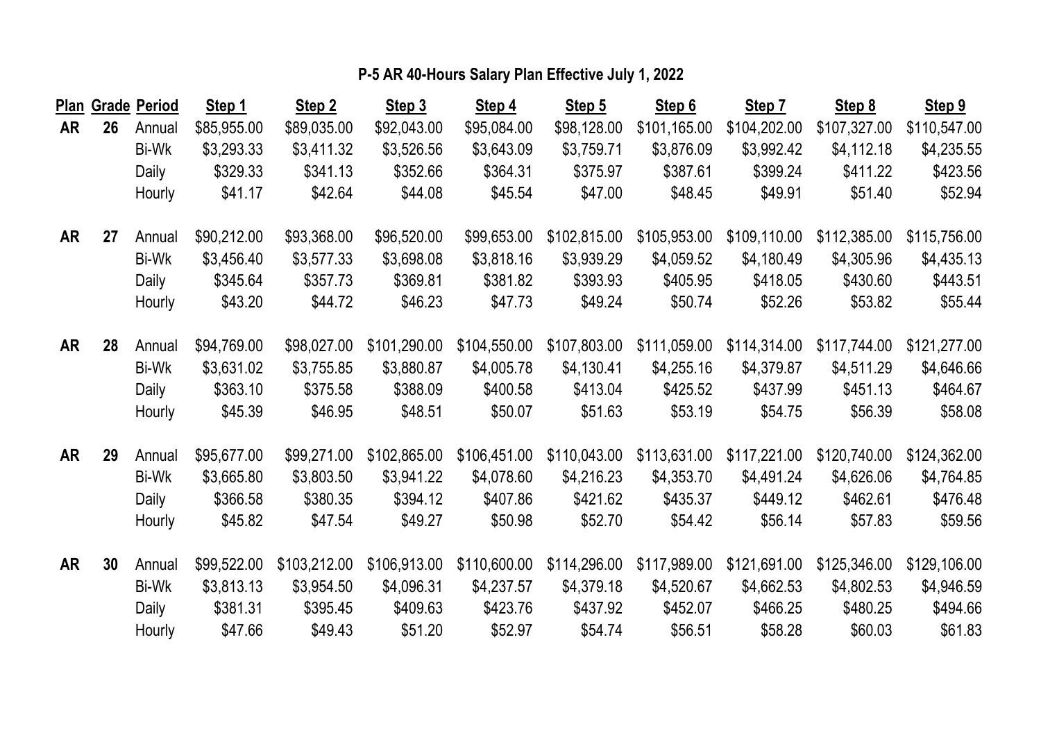# P-5 AR 40-Hours Salary Plan Effective July 1, 2022

| Plan | Grade | Period | Step 1 | Step 2 | Step 3 | Step 4 | Step 5 | Step 6 | Step 7 | Step 8 | Step 9 |
|---|---|---|---|---|---|---|---|---|---|---|---|
| AR | 26 | Annual | $85,955.00 | $89,035.00 | $92,043.00 | $95,084.00 | $98,128.00 | $101,165.00 | $104,202.00 | $107,327.00 | $110,547.00 |
| | | Bi-Wk | $3,293.33 | $3,411.32 | $3,526.56 | $3,643.09 | $3,759.71 | $3,876.09 | $3,992.42 | $4,112.18 | $4,235.55 |
| | | Daily | $329.33 | $341.13 | $352.66 | $364.31 | $375.97 | $387.61 | $399.24 | $411.22 | $423.56 |
| | | Hourly | $41.17 | $42.64 | $44.08 | $45.54 | $47.00 | $48.45 | $49.91 | $51.40 | $52.94 |
| AR | 27 | Annual | $90,212.00 | $93,368.00 | $96,520.00 | $99,653.00 | $102,815.00 | $105,953.00 | $109,110.00 | $112,385.00 | $115,756.00 |
| | | Bi-Wk | $3,456.40 | $3,577.33 | $3,698.08 | $3,818.16 | $3,939.29 | $4,059.52 | $4,180.49 | $4,305.96 | $4,435.13 |
| | | Daily | $345.64 | $357.73 | $369.81 | $381.82 | $393.93 | $405.95 | $418.05 | $430.60 | $443.51 |
| | | Hourly | $43.20 | $44.72 | $46.23 | $47.73 | $49.24 | $50.74 | $52.26 | $53.82 | $55.44 |
| AR | 28 | Annual | $94,769.00 | $98,027.00 | $101,290.00 | $104,550.00 | $107,803.00 | $111,059.00 | $114,314.00 | $117,744.00 | $121,277.00 |
| | | Bi-Wk | $3,631.02 | $3,755.85 | $3,880.87 | $4,005.78 | $4,130.41 | $4,255.16 | $4,379.87 | $4,511.29 | $4,646.66 |
| | | Daily | $363.10 | $375.58 | $388.09 | $400.58 | $413.04 | $425.52 | $437.99 | $451.13 | $464.67 |
| | | Hourly | $45.39 | $46.95 | $48.51 | $50.07 | $51.63 | $53.19 | $54.75 | $56.39 | $58.08 |
| AR | 29 | Annual | $95,677.00 | $99,271.00 | $102,865.00 | $106,451.00 | $110,043.00 | $113,631.00 | $117,221.00 | $120,740.00 | $124,362.00 |
| | | Bi-Wk | $3,665.80 | $3,803.50 | $3,941.22 | $4,078.60 | $4,216.23 | $4,353.70 | $4,491.24 | $4,626.06 | $4,764.85 |
| | | Daily | $366.58 | $380.35 | $394.12 | $407.86 | $421.62 | $435.37 | $449.12 | $462.61 | $476.48 |
| | | Hourly | $45.82 | $47.54 | $49.27 | $50.98 | $52.70 | $54.42 | $56.14 | $57.83 | $59.56 |
| AR | 30 | Annual | $99,522.00 | $103,212.00 | $106,913.00 | $110,600.00 | $114,296.00 | $117,989.00 | $121,691.00 | $125,346.00 | $129,106.00 |
| | | Bi-Wk | $3,813.13 | $3,954.50 | $4,096.31 | $4,237.57 | $4,379.18 | $4,520.67 | $4,662.53 | $4,802.53 | $4,946.59 |
| | | Daily | $381.31 | $395.45 | $409.63 | $423.76 | $437.92 | $452.07 | $466.25 | $480.25 | $494.66 |
| | | Hourly | $47.66 | $49.43 | $51.20 | $52.97 | $54.74 | $56.51 | $58.28 | $60.03 | $61.83 |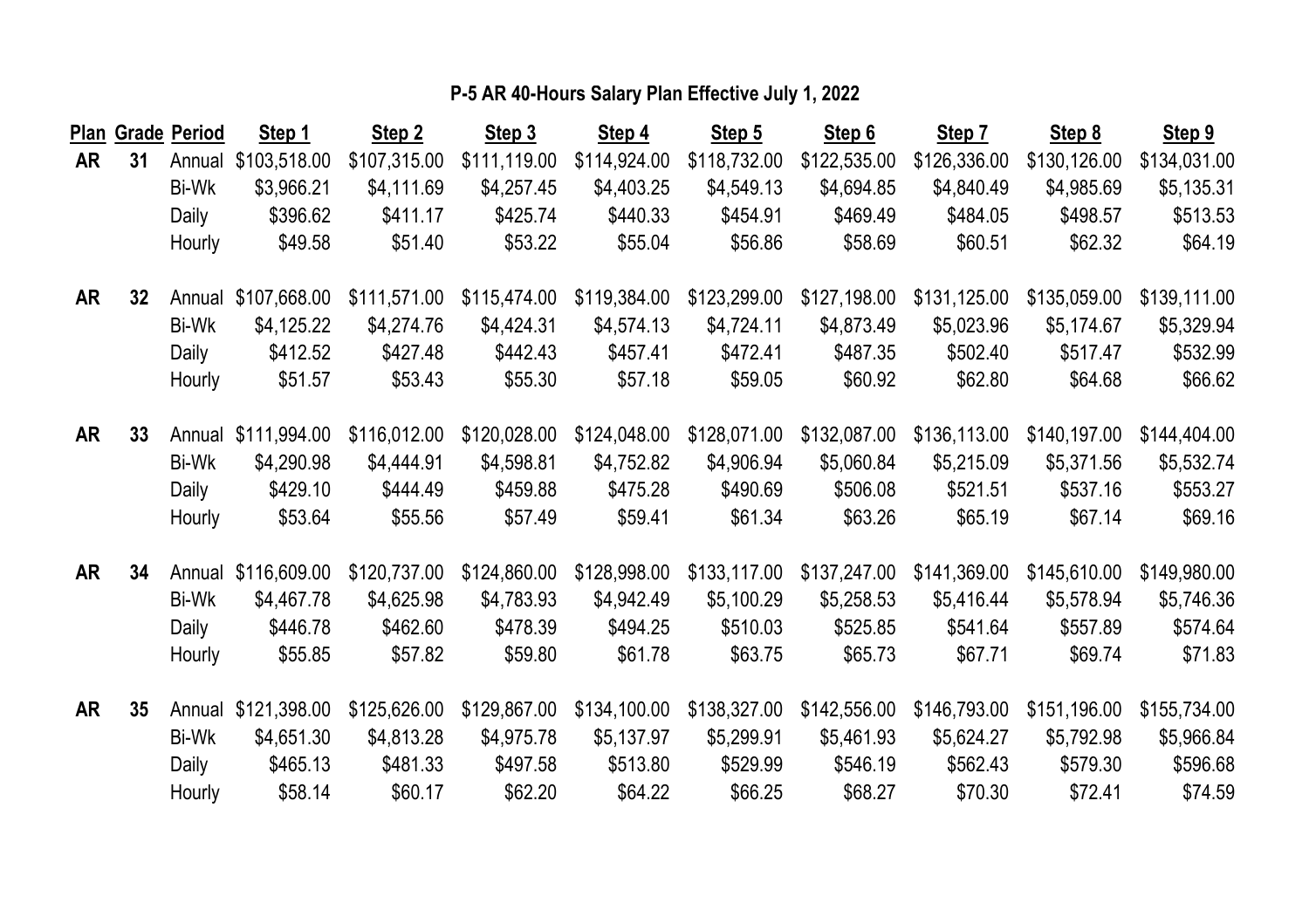**P-5 AR 40-Hours Salary Plan Effective July 1, 2022**

| Plan | Grade | Period | Step 1 | Step 2 | Step 3 | Step 4 | Step 5 | Step 6 | Step 7 | Step 8 | Step 9 |
|---|---|---|---|---|---|---|---|---|---|---|---|
| **AR** | **31** | Annual | $103,518.00 | $107,315.00 | $111,119.00 | $114,924.00 | $118,732.00 | $122,535.00 | $126,336.00 | $130,126.00 | $134,031.00 |
| | | Bi-Wk | $3,966.21 | $4,111.69 | $4,257.45 | $4,403.25 | $4,549.13 | $4,694.85 | $4,840.49 | $4,985.69 | $5,135.31 |
| | | Daily | $396.62 | $411.17 | $425.74 | $440.33 | $454.91 | $469.49 | $484.05 | $498.57 | $513.53 |
| | | Hourly | $49.58 | $51.40 | $53.22 | $55.04 | $56.86 | $58.69 | $60.51 | $62.32 | $64.19 |
| **AR** | **32** | Annual | $107,668.00 | $111,571.00 | $115,474.00 | $119,384.00 | $123,299.00 | $127,198.00 | $131,125.00 | $135,059.00 | $139,111.00 |
| | | Bi-Wk | $4,125.22 | $4,274.76 | $4,424.31 | $4,574.13 | $4,724.11 | $4,873.49 | $5,023.96 | $5,174.67 | $5,329.94 |
| | | Daily | $412.52 | $427.48 | $442.43 | $457.41 | $472.41 | $487.35 | $502.40 | $517.47 | $532.99 |
| | | Hourly | $51.57 | $53.43 | $55.30 | $57.18 | $59.05 | $60.92 | $62.80 | $64.68 | $66.62 |
| **AR** | **33** | Annual | $111,994.00 | $116,012.00 | $120,028.00 | $124,048.00 | $128,071.00 | $132,087.00 | $136,113.00 | $140,197.00 | $144,404.00 |
| | | Bi-Wk | $4,290.98 | $4,444.91 | $4,598.81 | $4,752.82 | $4,906.94 | $5,060.84 | $5,215.09 | $5,371.56 | $5,532.74 |
| | | Daily | $429.10 | $444.49 | $459.88 | $475.28 | $490.69 | $506.08 | $521.51 | $537.16 | $553.27 |
| | | Hourly | $53.64 | $55.56 | $57.49 | $59.41 | $61.34 | $63.26 | $65.19 | $67.14 | $69.16 |
| **AR** | **34** | Annual | $116,609.00 | $120,737.00 | $124,860.00 | $128,998.00 | $133,117.00 | $137,247.00 | $141,369.00 | $145,610.00 | $149,980.00 |
| | | Bi-Wk | $4,467.78 | $4,625.98 | $4,783.93 | $4,942.49 | $5,100.29 | $5,258.53 | $5,416.44 | $5,578.94 | $5,746.36 |
| | | Daily | $446.78 | $462.60 | $478.39 | $494.25 | $510.03 | $525.85 | $541.64 | $557.89 | $574.64 |
| | | Hourly | $55.85 | $57.82 | $59.80 | $61.78 | $63.75 | $65.73 | $67.71 | $69.74 | $71.83 |
| **AR** | **35** | Annual | $121,398.00 | $125,626.00 | $129,867.00 | $134,100.00 | $138,327.00 | $142,556.00 | $146,793.00 | $151,196.00 | $155,734.00 |
| | | Bi-Wk | $4,651.30 | $4,813.28 | $4,975.78 | $5,137.97 | $5,299.91 | $5,461.93 | $5,624.27 | $5,792.98 | $5,966.84 |
| | | Daily | $465.13 | $481.33 | $497.58 | $513.80 | $529.99 | $546.19 | $562.43 | $579.30 | $596.68 |
| | | Hourly | $58.14 | $60.17 | $62.20 | $64.22 | $66.25 | $68.27 | $70.30 | $72.41 | $74.59 |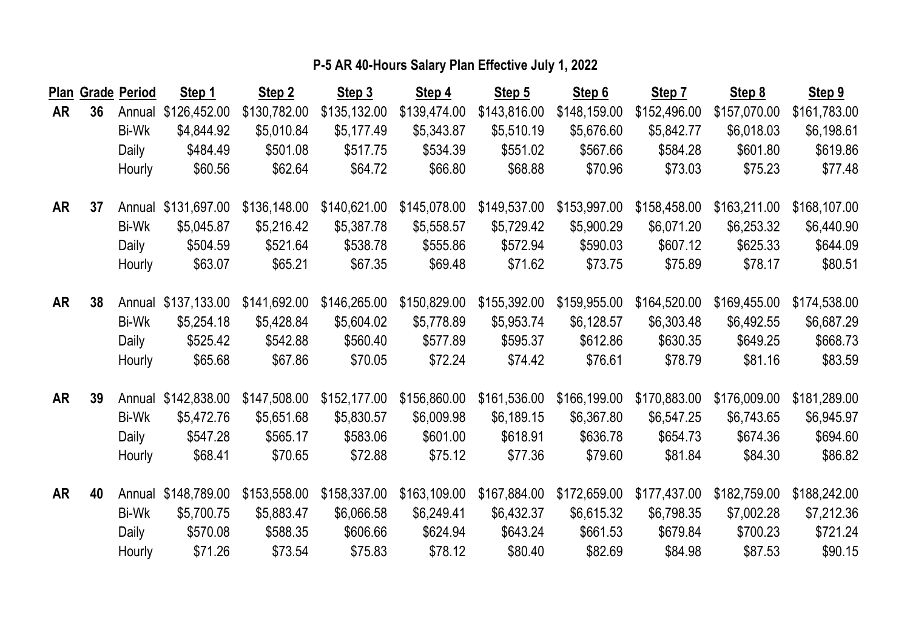## P-5 AR 40-Hours Salary Plan Effective July 1, 2022

| Plan | Grade | Period | Step 1 | Step 2 | Step 3 | Step 4 | Step 5 | Step 6 | Step 7 | Step 8 | Step 9 |
|---|---|---|---|---|---|---|---|---|---|---|---|
| AR | 36 | Annual | $126,452.00 | $130,782.00 | $135,132.00 | $139,474.00 | $143,816.00 | $148,159.00 | $152,496.00 | $157,070.00 | $161,783.00 |
| | | Bi-Wk | $4,844.92 | $5,010.84 | $5,177.49 | $5,343.87 | $5,510.19 | $5,676.60 | $5,842.77 | $6,018.03 | $6,198.61 |
| | | Daily | $484.49 | $501.08 | $517.75 | $534.39 | $551.02 | $567.66 | $584.28 | $601.80 | $619.86 |
| | | Hourly | $60.56 | $62.64 | $64.72 | $66.80 | $68.88 | $70.96 | $73.03 | $75.23 | $77.48 |
| AR | 37 | Annual | $131,697.00 | $136,148.00 | $140,621.00 | $145,078.00 | $149,537.00 | $153,997.00 | $158,458.00 | $163,211.00 | $168,107.00 |
| | | Bi-Wk | $5,045.87 | $5,216.42 | $5,387.78 | $5,558.57 | $5,729.42 | $5,900.29 | $6,071.20 | $6,253.32 | $6,440.90 |
| | | Daily | $504.59 | $521.64 | $538.78 | $555.86 | $572.94 | $590.03 | $607.12 | $625.33 | $644.09 |
| | | Hourly | $63.07 | $65.21 | $67.35 | $69.48 | $71.62 | $73.75 | $75.89 | $78.17 | $80.51 |
| AR | 38 | Annual | $137,133.00 | $141,692.00 | $146,265.00 | $150,829.00 | $155,392.00 | $159,955.00 | $164,520.00 | $169,455.00 | $174,538.00 |
| | | Bi-Wk | $5,254.18 | $5,428.84 | $5,604.02 | $5,778.89 | $5,953.74 | $6,128.57 | $6,303.48 | $6,492.55 | $6,687.29 |
| | | Daily | $525.42 | $542.88 | $560.40 | $577.89 | $595.37 | $612.86 | $630.35 | $649.25 | $668.73 |
| | | Hourly | $65.68 | $67.86 | $70.05 | $72.24 | $74.42 | $76.61 | $78.79 | $81.16 | $83.59 |
| AR | 39 | Annual | $142,838.00 | $147,508.00 | $152,177.00 | $156,860.00 | $161,536.00 | $166,199.00 | $170,883.00 | $176,009.00 | $181,289.00 |
| | | Bi-Wk | $5,472.76 | $5,651.68 | $5,830.57 | $6,009.98 | $6,189.15 | $6,367.80 | $6,547.25 | $6,743.65 | $6,945.97 |
| | | Daily | $547.28 | $565.17 | $583.06 | $601.00 | $618.91 | $636.78 | $654.73 | $674.36 | $694.60 |
| | | Hourly | $68.41 | $70.65 | $72.88 | $75.12 | $77.36 | $79.60 | $81.84 | $84.30 | $86.82 |
| AR | 40 | Annual | $148,789.00 | $153,558.00 | $158,337.00 | $163,109.00 | $167,884.00 | $172,659.00 | $177,437.00 | $182,759.00 | $188,242.00 |
| | | Bi-Wk | $5,700.75 | $5,883.47 | $6,066.58 | $6,249.41 | $6,432.37 | $6,615.32 | $6,798.35 | $7,002.28 | $7,212.36 |
| | | Daily | $570.08 | $588.35 | $606.66 | $624.94 | $643.24 | $661.53 | $679.84 | $700.23 | $721.24 |
| | | Hourly | $71.26 | $73.54 | $75.83 | $78.12 | $80.40 | $82.69 | $84.98 | $87.53 | $90.15 |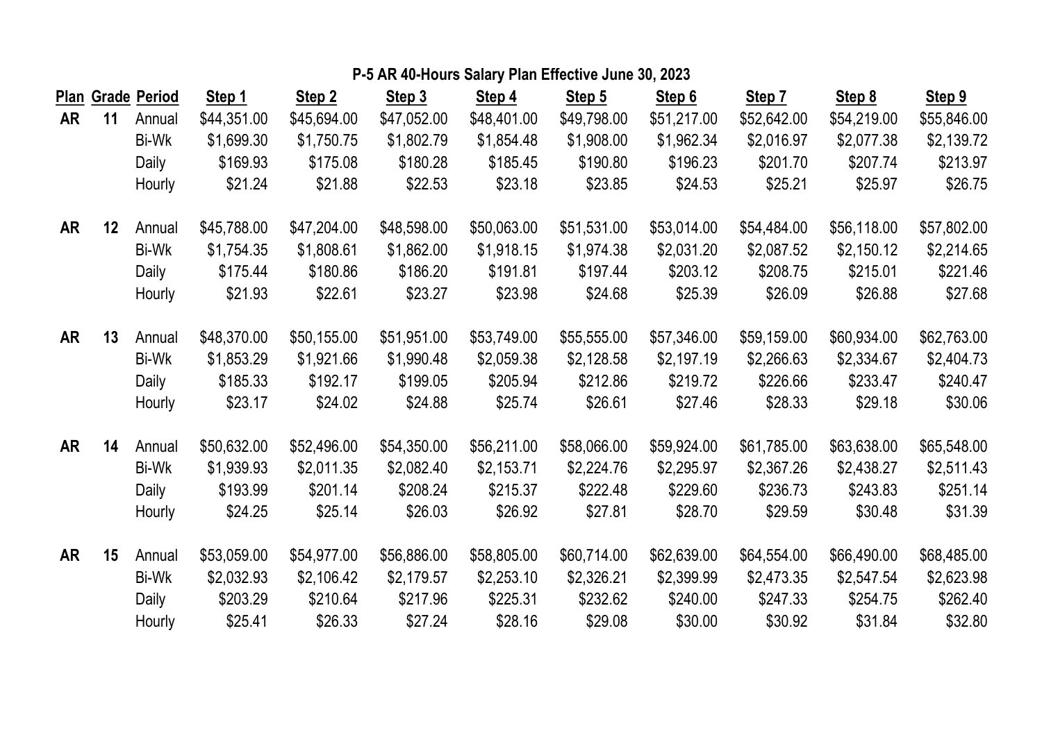## P-5 AR 40-Hours Salary Plan Effective June 30, 2023

| Plan | Grade | Period | Step 1 | Step 2 | Step 3 | Step 4 | Step 5 | Step 6 | Step 7 | Step 8 | Step 9 |
|---|---|---|---|---|---|---|---|---|---|---|---|
| AR | 11 | Annual | $44,351.00 | $45,694.00 | $47,052.00 | $48,401.00 | $49,798.00 | $51,217.00 | $52,642.00 | $54,219.00 | $55,846.00 |
| | | Bi-Wk | $1,699.30 | $1,750.75 | $1,802.79 | $1,854.48 | $1,908.00 | $1,962.34 | $2,016.97 | $2,077.38 | $2,139.72 |
| | | Daily | $169.93 | $175.08 | $180.28 | $185.45 | $190.80 | $196.23 | $201.70 | $207.74 | $213.97 |
| | | Hourly | $21.24 | $21.88 | $22.53 | $23.18 | $23.85 | $24.53 | $25.21 | $25.97 | $26.75 |
| AR | 12 | Annual | $45,788.00 | $47,204.00 | $48,598.00 | $50,063.00 | $51,531.00 | $53,014.00 | $54,484.00 | $56,118.00 | $57,802.00 |
| | | Bi-Wk | $1,754.35 | $1,808.61 | $1,862.00 | $1,918.15 | $1,974.38 | $2,031.20 | $2,087.52 | $2,150.12 | $2,214.65 |
| | | Daily | $175.44 | $180.86 | $186.20 | $191.81 | $197.44 | $203.12 | $208.75 | $215.01 | $221.46 |
| | | Hourly | $21.93 | $22.61 | $23.27 | $23.98 | $24.68 | $25.39 | $26.09 | $26.88 | $27.68 |
| AR | 13 | Annual | $48,370.00 | $50,155.00 | $51,951.00 | $53,749.00 | $55,555.00 | $57,346.00 | $59,159.00 | $60,934.00 | $62,763.00 |
| | | Bi-Wk | $1,853.29 | $1,921.66 | $1,990.48 | $2,059.38 | $2,128.58 | $2,197.19 | $2,266.63 | $2,334.67 | $2,404.73 |
| | | Daily | $185.33 | $192.17 | $199.05 | $205.94 | $212.86 | $219.72 | $226.66 | $233.47 | $240.47 |
| | | Hourly | $23.17 | $24.02 | $24.88 | $25.74 | $26.61 | $27.46 | $28.33 | $29.18 | $30.06 |
| AR | 14 | Annual | $50,632.00 | $52,496.00 | $54,350.00 | $56,211.00 | $58,066.00 | $59,924.00 | $61,785.00 | $63,638.00 | $65,548.00 |
| | | Bi-Wk | $1,939.93 | $2,011.35 | $2,082.40 | $2,153.71 | $2,224.76 | $2,295.97 | $2,367.26 | $2,438.27 | $2,511.43 |
| | | Daily | $193.99 | $201.14 | $208.24 | $215.37 | $222.48 | $229.60 | $236.73 | $243.83 | $251.14 |
| | | Hourly | $24.25 | $25.14 | $26.03 | $26.92 | $27.81 | $28.70 | $29.59 | $30.48 | $31.39 |
| AR | 15 | Annual | $53,059.00 | $54,977.00 | $56,886.00 | $58,805.00 | $60,714.00 | $62,639.00 | $64,554.00 | $66,490.00 | $68,485.00 |
| | | Bi-Wk | $2,032.93 | $2,106.42 | $2,179.57 | $2,253.10 | $2,326.21 | $2,399.99 | $2,473.35 | $2,547.54 | $2,623.98 |
| | | Daily | $203.29 | $210.64 | $217.96 | $225.31 | $232.62 | $240.00 | $247.33 | $254.75 | $262.40 |
| | | Hourly | $25.41 | $26.33 | $27.24 | $28.16 | $29.08 | $30.00 | $30.92 | $31.84 | $32.80 |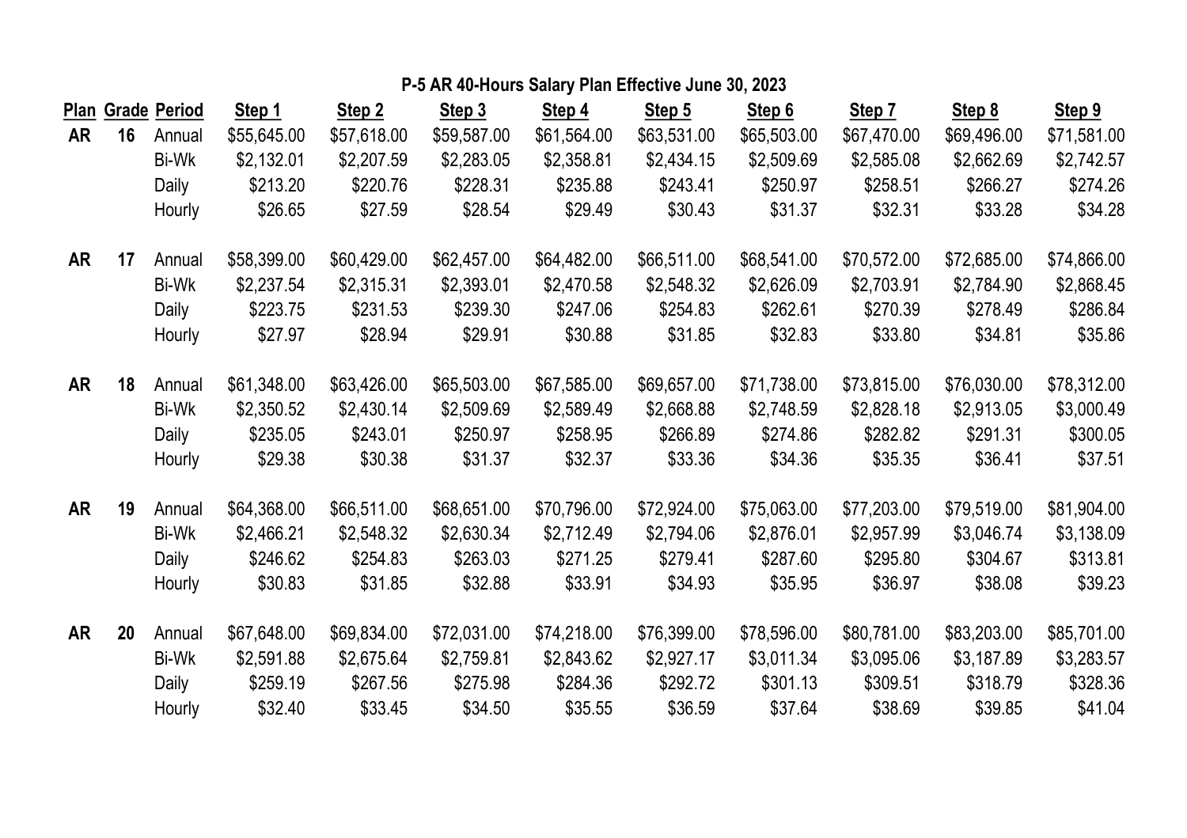## P-5 AR 40-Hours Salary Plan Effective June 30, 2023

| Plan | Grade | Period | Step 1 | Step 2 | Step 3 | Step 4 | Step 5 | Step 6 | Step 7 | Step 8 | Step 9 |
|---|---|---|---|---|---|---|---|---|---|---|---|
| AR | 16 | Annual | $55,645.00 | $57,618.00 | $59,587.00 | $61,564.00 | $63,531.00 | $65,503.00 | $67,470.00 | $69,496.00 | $71,581.00 |
| | | Bi-Wk | $2,132.01 | $2,207.59 | $2,283.05 | $2,358.81 | $2,434.15 | $2,509.69 | $2,585.08 | $2,662.69 | $2,742.57 |
| | | Daily | $213.20 | $220.76 | $228.31 | $235.88 | $243.41 | $250.97 | $258.51 | $266.27 | $274.26 |
| | | Hourly | $26.65 | $27.59 | $28.54 | $29.49 | $30.43 | $31.37 | $32.31 | $33.28 | $34.28 |
| AR | 17 | Annual | $58,399.00 | $60,429.00 | $62,457.00 | $64,482.00 | $66,511.00 | $68,541.00 | $70,572.00 | $72,685.00 | $74,866.00 |
| | | Bi-Wk | $2,237.54 | $2,315.31 | $2,393.01 | $2,470.58 | $2,548.32 | $2,626.09 | $2,703.91 | $2,784.90 | $2,868.45 |
| | | Daily | $223.75 | $231.53 | $239.30 | $247.06 | $254.83 | $262.61 | $270.39 | $278.49 | $286.84 |
| | | Hourly | $27.97 | $28.94 | $29.91 | $30.88 | $31.85 | $32.83 | $33.80 | $34.81 | $35.86 |
| AR | 18 | Annual | $61,348.00 | $63,426.00 | $65,503.00 | $67,585.00 | $69,657.00 | $71,738.00 | $73,815.00 | $76,030.00 | $78,312.00 |
| | | Bi-Wk | $2,350.52 | $2,430.14 | $2,509.69 | $2,589.49 | $2,668.88 | $2,748.59 | $2,828.18 | $2,913.05 | $3,000.49 |
| | | Daily | $235.05 | $243.01 | $250.97 | $258.95 | $266.89 | $274.86 | $282.82 | $291.31 | $300.05 |
| | | Hourly | $29.38 | $30.38 | $31.37 | $32.37 | $33.36 | $34.36 | $35.35 | $36.41 | $37.51 |
| AR | 19 | Annual | $64,368.00 | $66,511.00 | $68,651.00 | $70,796.00 | $72,924.00 | $75,063.00 | $77,203.00 | $79,519.00 | $81,904.00 |
| | | Bi-Wk | $2,466.21 | $2,548.32 | $2,630.34 | $2,712.49 | $2,794.06 | $2,876.01 | $2,957.99 | $3,046.74 | $3,138.09 |
| | | Daily | $246.62 | $254.83 | $263.03 | $271.25 | $279.41 | $287.60 | $295.80 | $304.67 | $313.81 |
| | | Hourly | $30.83 | $31.85 | $32.88 | $33.91 | $34.93 | $35.95 | $36.97 | $38.08 | $39.23 |
| AR | 20 | Annual | $67,648.00 | $69,834.00 | $72,031.00 | $74,218.00 | $76,399.00 | $78,596.00 | $80,781.00 | $83,203.00 | $85,701.00 |
| | | Bi-Wk | $2,591.88 | $2,675.64 | $2,759.81 | $2,843.62 | $2,927.17 | $3,011.34 | $3,095.06 | $3,187.89 | $3,283.57 |
| | | Daily | $259.19 | $267.56 | $275.98 | $284.36 | $292.72 | $301.13 | $309.51 | $318.79 | $328.36 |
| | | Hourly | $32.40 | $33.45 | $34.50 | $35.55 | $36.59 | $37.64 | $38.69 | $39.85 | $41.04 |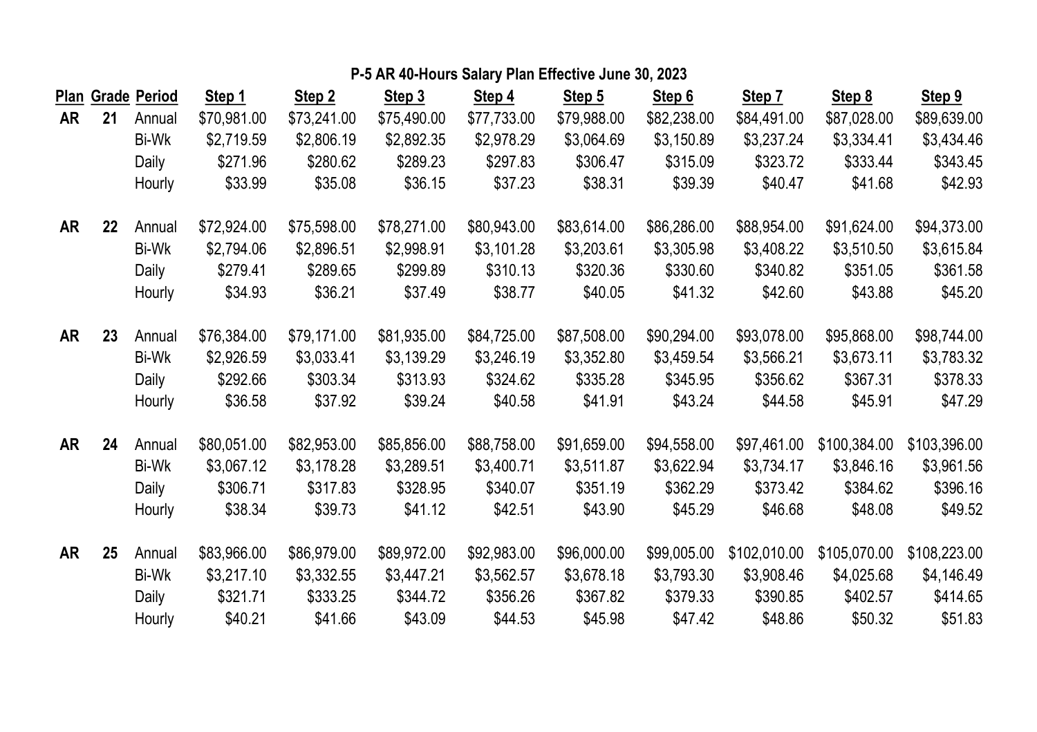## P-5 AR 40-Hours Salary Plan Effective June 30, 2023

| Plan | Grade | Period | Step 1 | Step 2 | Step 3 | Step 4 | Step 5 | Step 6 | Step 7 | Step 8 | Step 9 |
|---|---|---|---|---|---|---|---|---|---|---|---|
| AR | 21 | Annual | $70,981.00 | $73,241.00 | $75,490.00 | $77,733.00 | $79,988.00 | $82,238.00 | $84,491.00 | $87,028.00 | $89,639.00 |
| | | Bi-Wk | $2,719.59 | $2,806.19 | $2,892.35 | $2,978.29 | $3,064.69 | $3,150.89 | $3,237.24 | $3,334.41 | $3,434.46 |
| | | Daily | $271.96 | $280.62 | $289.23 | $297.83 | $306.47 | $315.09 | $323.72 | $333.44 | $343.45 |
| | | Hourly | $33.99 | $35.08 | $36.15 | $37.23 | $38.31 | $39.39 | $40.47 | $41.68 | $42.93 |
| AR | 22 | Annual | $72,924.00 | $75,598.00 | $78,271.00 | $80,943.00 | $83,614.00 | $86,286.00 | $88,954.00 | $91,624.00 | $94,373.00 |
| | | Bi-Wk | $2,794.06 | $2,896.51 | $2,998.91 | $3,101.28 | $3,203.61 | $3,305.98 | $3,408.22 | $3,510.50 | $3,615.84 |
| | | Daily | $279.41 | $289.65 | $299.89 | $310.13 | $320.36 | $330.60 | $340.82 | $351.05 | $361.58 |
| | | Hourly | $34.93 | $36.21 | $37.49 | $38.77 | $40.05 | $41.32 | $42.60 | $43.88 | $45.20 |
| AR | 23 | Annual | $76,384.00 | $79,171.00 | $81,935.00 | $84,725.00 | $87,508.00 | $90,294.00 | $93,078.00 | $95,868.00 | $98,744.00 |
| | | Bi-Wk | $2,926.59 | $3,033.41 | $3,139.29 | $3,246.19 | $3,352.80 | $3,459.54 | $3,566.21 | $3,673.11 | $3,783.32 |
| | | Daily | $292.66 | $303.34 | $313.93 | $324.62 | $335.28 | $345.95 | $356.62 | $367.31 | $378.33 |
| | | Hourly | $36.58 | $37.92 | $39.24 | $40.58 | $41.91 | $43.24 | $44.58 | $45.91 | $47.29 |
| AR | 24 | Annual | $80,051.00 | $82,953.00 | $85,856.00 | $88,758.00 | $91,659.00 | $94,558.00 | $97,461.00 | $100,384.00 | $103,396.00 |
| | | Bi-Wk | $3,067.12 | $3,178.28 | $3,289.51 | $3,400.71 | $3,511.87 | $3,622.94 | $3,734.17 | $3,846.16 | $3,961.56 |
| | | Daily | $306.71 | $317.83 | $328.95 | $340.07 | $351.19 | $362.29 | $373.42 | $384.62 | $396.16 |
| | | Hourly | $38.34 | $39.73 | $41.12 | $42.51 | $43.90 | $45.29 | $46.68 | $48.08 | $49.52 |
| AR | 25 | Annual | $83,966.00 | $86,979.00 | $89,972.00 | $92,983.00 | $96,000.00 | $99,005.00 | $102,010.00 | $105,070.00 | $108,223.00 |
| | | Bi-Wk | $3,217.10 | $3,332.55 | $3,447.21 | $3,562.57 | $3,678.18 | $3,793.30 | $3,908.46 | $4,025.68 | $4,146.49 |
| | | Daily | $321.71 | $333.25 | $344.72 | $356.26 | $367.82 | $379.33 | $390.85 | $402.57 | $414.65 |
| | | Hourly | $40.21 | $41.66 | $43.09 | $44.53 | $45.98 | $47.42 | $48.86 | $50.32 | $51.83 |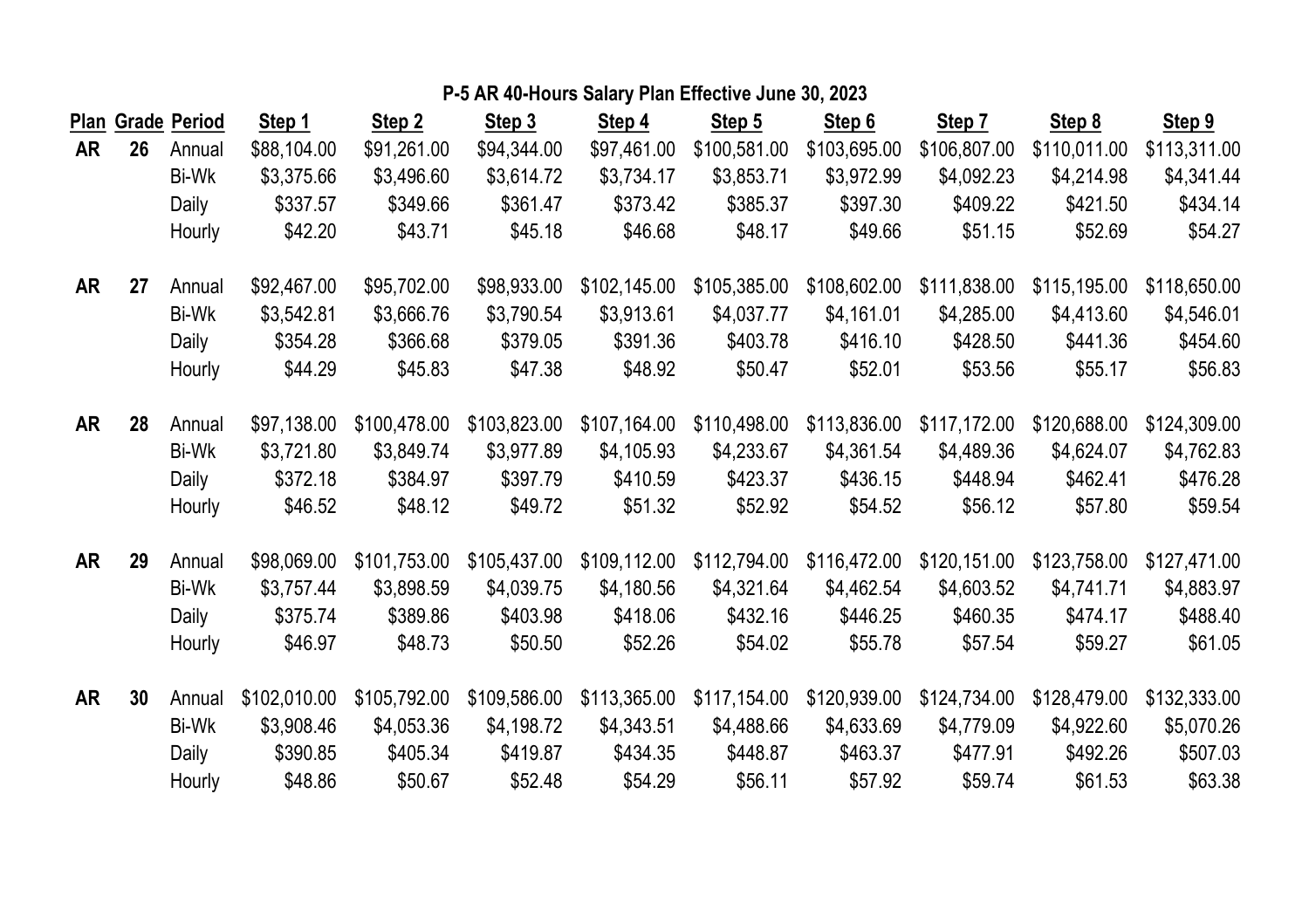## P-5 AR 40-Hours Salary Plan Effective June 30, 2023

| Plan | Grade | Period | Step 1 | Step 2 | Step 3 | Step 4 | Step 5 | Step 6 | Step 7 | Step 8 | Step 9 |
|---|---|---|---|---|---|---|---|---|---|---|---|
| AR | 26 | Annual | $88,104.00 | $91,261.00 | $94,344.00 | $97,461.00 | $100,581.00 | $103,695.00 | $106,807.00 | $110,011.00 | $113,311.00 |
| | | Bi-Wk | $3,375.66 | $3,496.60 | $3,614.72 | $3,734.17 | $3,853.71 | $3,972.99 | $4,092.23 | $4,214.98 | $4,341.44 |
| | | Daily | $337.57 | $349.66 | $361.47 | $373.42 | $385.37 | $397.30 | $409.22 | $421.50 | $434.14 |
| | | Hourly | $42.20 | $43.71 | $45.18 | $46.68 | $48.17 | $49.66 | $51.15 | $52.69 | $54.27 |
| AR | 27 | Annual | $92,467.00 | $95,702.00 | $98,933.00 | $102,145.00 | $105,385.00 | $108,602.00 | $111,838.00 | $115,195.00 | $118,650.00 |
| | | Bi-Wk | $3,542.81 | $3,666.76 | $3,790.54 | $3,913.61 | $4,037.77 | $4,161.01 | $4,285.00 | $4,413.60 | $4,546.01 |
| | | Daily | $354.28 | $366.68 | $379.05 | $391.36 | $403.78 | $416.10 | $428.50 | $441.36 | $454.60 |
| | | Hourly | $44.29 | $45.83 | $47.38 | $48.92 | $50.47 | $52.01 | $53.56 | $55.17 | $56.83 |
| AR | 28 | Annual | $97,138.00 | $100,478.00 | $103,823.00 | $107,164.00 | $110,498.00 | $113,836.00 | $117,172.00 | $120,688.00 | $124,309.00 |
| | | Bi-Wk | $3,721.80 | $3,849.74 | $3,977.89 | $4,105.93 | $4,233.67 | $4,361.54 | $4,489.36 | $4,624.07 | $4,762.83 |
| | | Daily | $372.18 | $384.97 | $397.79 | $410.59 | $423.37 | $436.15 | $448.94 | $462.41 | $476.28 |
| | | Hourly | $46.52 | $48.12 | $49.72 | $51.32 | $52.92 | $54.52 | $56.12 | $57.80 | $59.54 |
| AR | 29 | Annual | $98,069.00 | $101,753.00 | $105,437.00 | $109,112.00 | $112,794.00 | $116,472.00 | $120,151.00 | $123,758.00 | $127,471.00 |
| | | Bi-Wk | $3,757.44 | $3,898.59 | $4,039.75 | $4,180.56 | $4,321.64 | $4,462.54 | $4,603.52 | $4,741.71 | $4,883.97 |
| | | Daily | $375.74 | $389.86 | $403.98 | $418.06 | $432.16 | $446.25 | $460.35 | $474.17 | $488.40 |
| | | Hourly | $46.97 | $48.73 | $50.50 | $52.26 | $54.02 | $55.78 | $57.54 | $59.27 | $61.05 |
| AR | 30 | Annual | $102,010.00 | $105,792.00 | $109,586.00 | $113,365.00 | $117,154.00 | $120,939.00 | $124,734.00 | $128,479.00 | $132,333.00 |
| | | Bi-Wk | $3,908.46 | $4,053.36 | $4,198.72 | $4,343.51 | $4,488.66 | $4,633.69 | $4,779.09 | $4,922.60 | $5,070.26 |
| | | Daily | $390.85 | $405.34 | $419.87 | $434.35 | $448.87 | $463.37 | $477.91 | $492.26 | $507.03 |
| | | Hourly | $48.86 | $50.67 | $52.48 | $54.29 | $56.11 | $57.92 | $59.74 | $61.53 | $63.38 |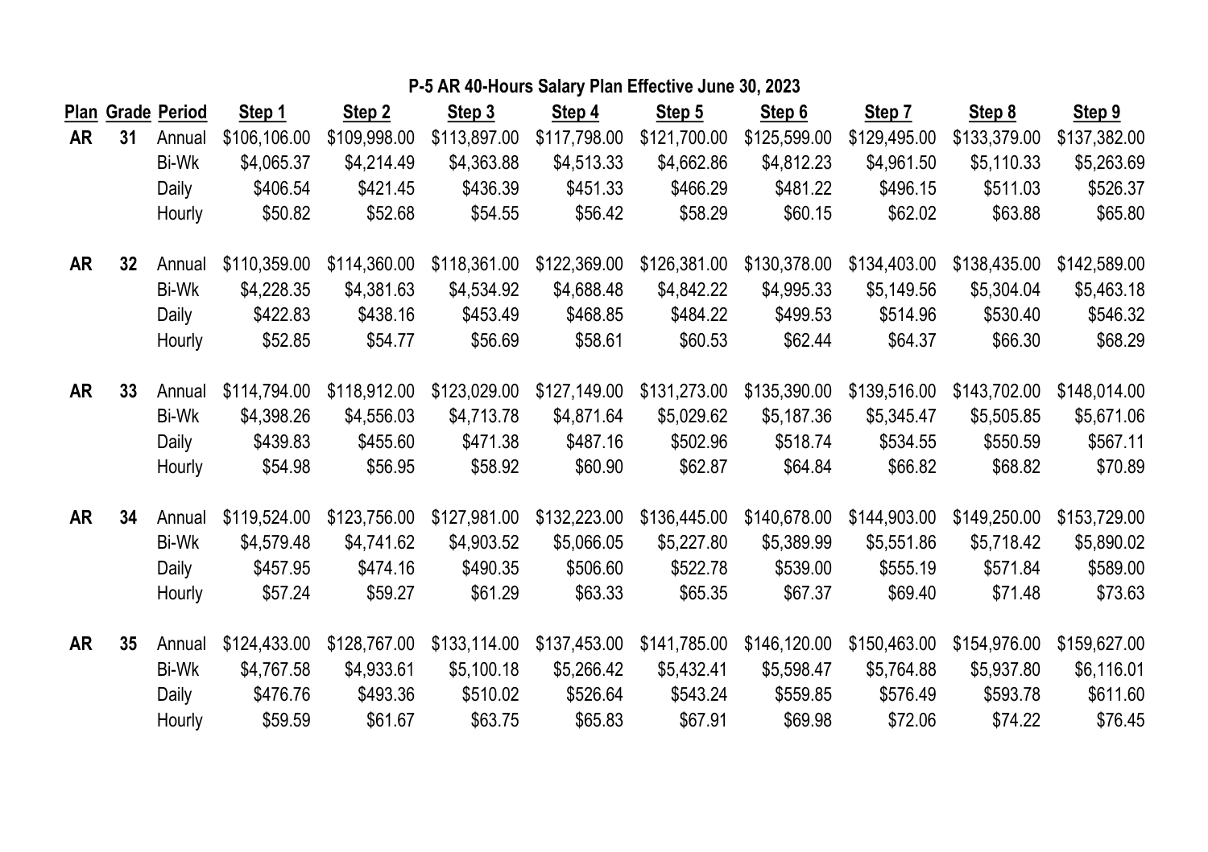**P-5 AR 40-Hours Salary Plan Effective June 30, 2023**

| Plan | Grade | Period | Step 1 | Step 2 | Step 3 | Step 4 | Step 5 | Step 6 | Step 7 | Step 8 | Step 9 |
|---|---|---|---|---|---|---|---|---|---|---|---|
| **AR** | **31** | Annual | $106,106.00 | $109,998.00 | $113,897.00 | $117,798.00 | $121,700.00 | $125,599.00 | $129,495.00 | $133,379.00 | $137,382.00 |
| | | Bi-Wk | $4,065.37 | $4,214.49 | $4,363.88 | $4,513.33 | $4,662.86 | $4,812.23 | $4,961.50 | $5,110.33 | $5,263.69 |
| | | Daily | $406.54 | $421.45 | $436.39 | $451.33 | $466.29 | $481.22 | $496.15 | $511.03 | $526.37 |
| | | Hourly | $50.82 | $52.68 | $54.55 | $56.42 | $58.29 | $60.15 | $62.02 | $63.88 | $65.80 |
| **AR** | **32** | Annual | $110,359.00 | $114,360.00 | $118,361.00 | $122,369.00 | $126,381.00 | $130,378.00 | $134,403.00 | $138,435.00 | $142,589.00 |
| | | Bi-Wk | $4,228.35 | $4,381.63 | $4,534.92 | $4,688.48 | $4,842.22 | $4,995.33 | $5,149.56 | $5,304.04 | $5,463.18 |
| | | Daily | $422.83 | $438.16 | $453.49 | $468.85 | $484.22 | $499.53 | $514.96 | $530.40 | $546.32 |
| | | Hourly | $52.85 | $54.77 | $56.69 | $58.61 | $60.53 | $62.44 | $64.37 | $66.30 | $68.29 |
| **AR** | **33** | Annual | $114,794.00 | $118,912.00 | $123,029.00 | $127,149.00 | $131,273.00 | $135,390.00 | $139,516.00 | $143,702.00 | $148,014.00 |
| | | Bi-Wk | $4,398.26 | $4,556.03 | $4,713.78 | $4,871.64 | $5,029.62 | $5,187.36 | $5,345.47 | $5,505.85 | $5,671.06 |
| | | Daily | $439.83 | $455.60 | $471.38 | $487.16 | $502.96 | $518.74 | $534.55 | $550.59 | $567.11 |
| | | Hourly | $54.98 | $56.95 | $58.92 | $60.90 | $62.87 | $64.84 | $66.82 | $68.82 | $70.89 |
| **AR** | **34** | Annual | $119,524.00 | $123,756.00 | $127,981.00 | $132,223.00 | $136,445.00 | $140,678.00 | $144,903.00 | $149,250.00 | $153,729.00 |
| | | Bi-Wk | $4,579.48 | $4,741.62 | $4,903.52 | $5,066.05 | $5,227.80 | $5,389.99 | $5,551.86 | $5,718.42 | $5,890.02 |
| | | Daily | $457.95 | $474.16 | $490.35 | $506.60 | $522.78 | $539.00 | $555.19 | $571.84 | $589.00 |
| | | Hourly | $57.24 | $59.27 | $61.29 | $63.33 | $65.35 | $67.37 | $69.40 | $71.48 | $73.63 |
| **AR** | **35** | Annual | $124,433.00 | $128,767.00 | $133,114.00 | $137,453.00 | $141,785.00 | $146,120.00 | $150,463.00 | $154,976.00 | $159,627.00 |
| | | Bi-Wk | $4,767.58 | $4,933.61 | $5,100.18 | $5,266.42 | $5,432.41 | $5,598.47 | $5,764.88 | $5,937.80 | $6,116.01 |
| | | Daily | $476.76 | $493.36 | $510.02 | $526.64 | $543.24 | $559.85 | $576.49 | $593.78 | $611.60 |
| | | Hourly | $59.59 | $61.67 | $63.75 | $65.83 | $67.91 | $69.98 | $72.06 | $74.22 | $76.45 |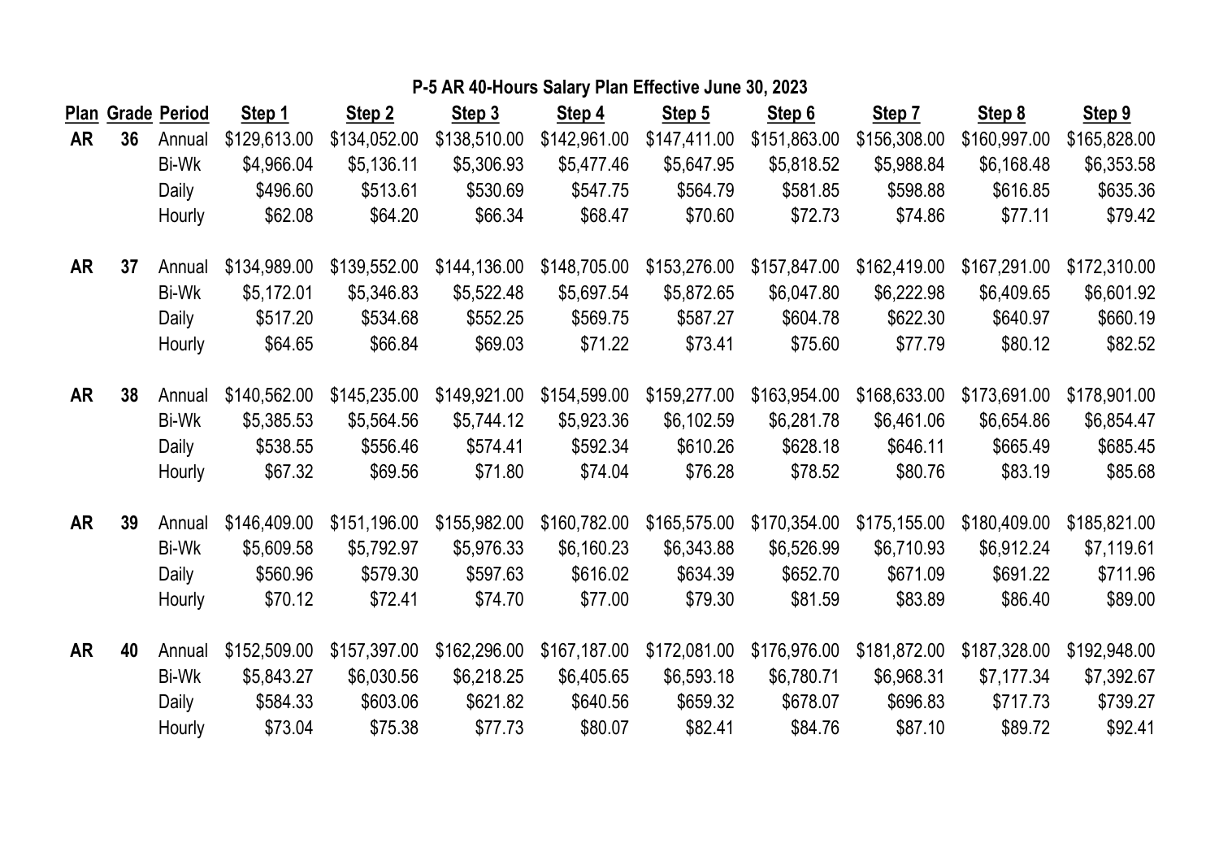## P-5 AR 40-Hours Salary Plan Effective June 30, 2023

| Plan | Grade | Period | Step 1 | Step 2 | Step 3 | Step 4 | Step 5 | Step 6 | Step 7 | Step 8 | Step 9 |
|---|---|---|---|---|---|---|---|---|---|---|---|
| AR | 36 | Annual | $129,613.00 | $134,052.00 | $138,510.00 | $142,961.00 | $147,411.00 | $151,863.00 | $156,308.00 | $160,997.00 | $165,828.00 |
| | | Bi-Wk | $4,966.04 | $5,136.11 | $5,306.93 | $5,477.46 | $5,647.95 | $5,818.52 | $5,988.84 | $6,168.48 | $6,353.58 |
| | | Daily | $496.60 | $513.61 | $530.69 | $547.75 | $564.79 | $581.85 | $598.88 | $616.85 | $635.36 |
| | | Hourly | $62.08 | $64.20 | $66.34 | $68.47 | $70.60 | $72.73 | $74.86 | $77.11 | $79.42 |
| AR | 37 | Annual | $134,989.00 | $139,552.00 | $144,136.00 | $148,705.00 | $153,276.00 | $157,847.00 | $162,419.00 | $167,291.00 | $172,310.00 |
| | | Bi-Wk | $5,172.01 | $5,346.83 | $5,522.48 | $5,697.54 | $5,872.65 | $6,047.80 | $6,222.98 | $6,409.65 | $6,601.92 |
| | | Daily | $517.20 | $534.68 | $552.25 | $569.75 | $587.27 | $604.78 | $622.30 | $640.97 | $660.19 |
| | | Hourly | $64.65 | $66.84 | $69.03 | $71.22 | $73.41 | $75.60 | $77.79 | $80.12 | $82.52 |
| AR | 38 | Annual | $140,562.00 | $145,235.00 | $149,921.00 | $154,599.00 | $159,277.00 | $163,954.00 | $168,633.00 | $173,691.00 | $178,901.00 |
| | | Bi-Wk | $5,385.53 | $5,564.56 | $5,744.12 | $5,923.36 | $6,102.59 | $6,281.78 | $6,461.06 | $6,654.86 | $6,854.47 |
| | | Daily | $538.55 | $556.46 | $574.41 | $592.34 | $610.26 | $628.18 | $646.11 | $665.49 | $685.45 |
| | | Hourly | $67.32 | $69.56 | $71.80 | $74.04 | $76.28 | $78.52 | $80.76 | $83.19 | $85.68 |
| AR | 39 | Annual | $146,409.00 | $151,196.00 | $155,982.00 | $160,782.00 | $165,575.00 | $170,354.00 | $175,155.00 | $180,409.00 | $185,821.00 |
| | | Bi-Wk | $5,609.58 | $5,792.97 | $5,976.33 | $6,160.23 | $6,343.88 | $6,526.99 | $6,710.93 | $6,912.24 | $7,119.61 |
| | | Daily | $560.96 | $579.30 | $597.63 | $616.02 | $634.39 | $652.70 | $671.09 | $691.22 | $711.96 |
| | | Hourly | $70.12 | $72.41 | $74.70 | $77.00 | $79.30 | $81.59 | $83.89 | $86.40 | $89.00 |
| AR | 40 | Annual | $152,509.00 | $157,397.00 | $162,296.00 | $167,187.00 | $172,081.00 | $176,976.00 | $181,872.00 | $187,328.00 | $192,948.00 |
| | | Bi-Wk | $5,843.27 | $6,030.56 | $6,218.25 | $6,405.65 | $6,593.18 | $6,780.71 | $6,968.31 | $7,177.34 | $7,392.67 |
| | | Daily | $584.33 | $603.06 | $621.82 | $640.56 | $659.32 | $678.07 | $696.83 | $717.73 | $739.27 |
| | | Hourly | $73.04 | $75.38 | $77.73 | $80.07 | $82.41 | $84.76 | $87.10 | $89.72 | $92.41 |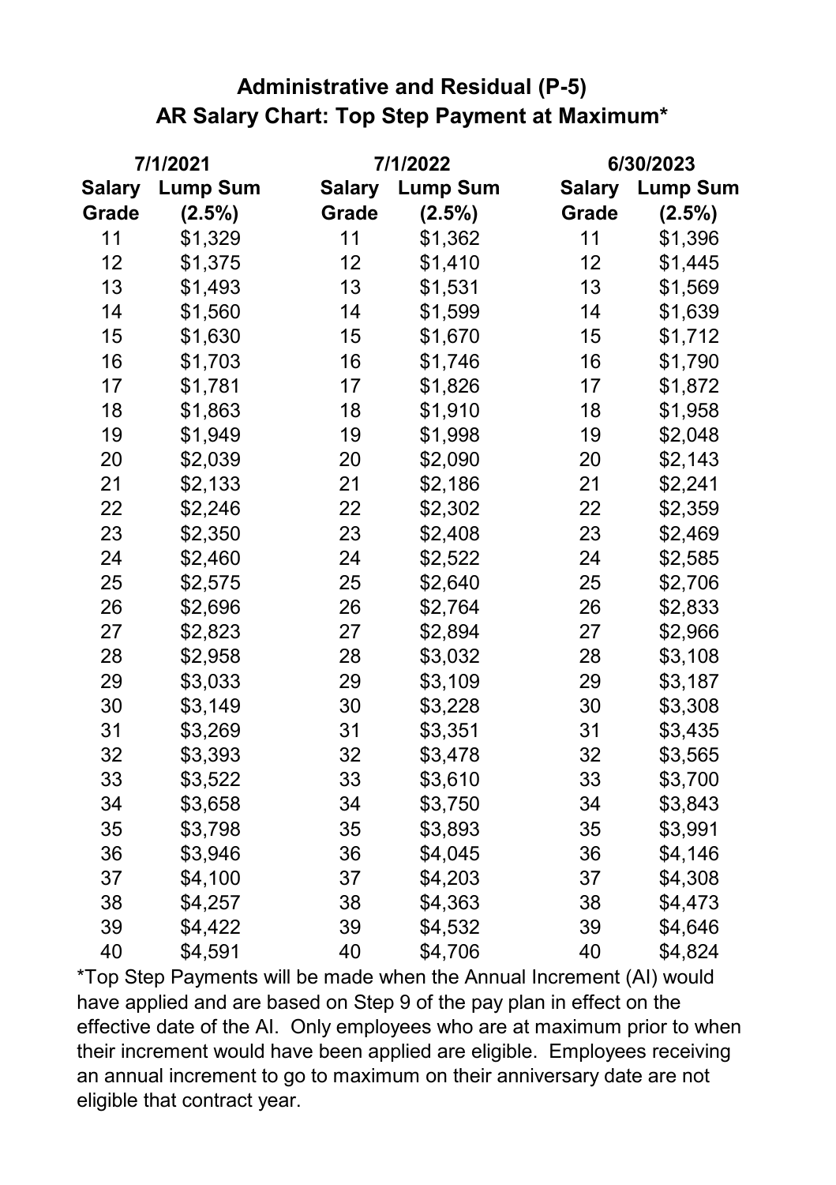# Administrative and Residual (P-5)
## AR Salary Chart: Top Step Payment at Maximum*

| 7/1/2021 | | 7/1/2022 | | 6/30/2023 | |
|---|---|---|---|---|---|
| Salary Grade | Lump Sum (2.5%) | Salary Grade | Lump Sum (2.5%) | Salary Grade | Lump Sum (2.5%) |
| 11 | $1,329 | 11 | $1,362 | 11 | $1,396 |
| 12 | $1,375 | 12 | $1,410 | 12 | $1,445 |
| 13 | $1,493 | 13 | $1,531 | 13 | $1,569 |
| 14 | $1,560 | 14 | $1,599 | 14 | $1,639 |
| 15 | $1,630 | 15 | $1,670 | 15 | $1,712 |
| 16 | $1,703 | 16 | $1,746 | 16 | $1,790 |
| 17 | $1,781 | 17 | $1,826 | 17 | $1,872 |
| 18 | $1,863 | 18 | $1,910 | 18 | $1,958 |
| 19 | $1,949 | 19 | $1,998 | 19 | $2,048 |
| 20 | $2,039 | 20 | $2,090 | 20 | $2,143 |
| 21 | $2,133 | 21 | $2,186 | 21 | $2,241 |
| 22 | $2,246 | 22 | $2,302 | 22 | $2,359 |
| 23 | $2,350 | 23 | $2,408 | 23 | $2,469 |
| 24 | $2,460 | 24 | $2,522 | 24 | $2,585 |
| 25 | $2,575 | 25 | $2,640 | 25 | $2,706 |
| 26 | $2,696 | 26 | $2,764 | 26 | $2,833 |
| 27 | $2,823 | 27 | $2,894 | 27 | $2,966 |
| 28 | $2,958 | 28 | $3,032 | 28 | $3,108 |
| 29 | $3,033 | 29 | $3,109 | 29 | $3,187 |
| 30 | $3,149 | 30 | $3,228 | 30 | $3,308 |
| 31 | $3,269 | 31 | $3,351 | 31 | $3,435 |
| 32 | $3,393 | 32 | $3,478 | 32 | $3,565 |
| 33 | $3,522 | 33 | $3,610 | 33 | $3,700 |
| 34 | $3,658 | 34 | $3,750 | 34 | $3,843 |
| 35 | $3,798 | 35 | $3,893 | 35 | $3,991 |
| 36 | $3,946 | 36 | $4,045 | 36 | $4,146 |
| 37 | $4,100 | 37 | $4,203 | 37 | $4,308 |
| 38 | $4,257 | 38 | $4,363 | 38 | $4,473 |
| 39 | $4,422 | 39 | $4,532 | 39 | $4,646 |
| 40 | $4,591 | 40 | $4,706 | 40 | $4,824 |

*Top Step Payments will be made when the Annual Increment (AI) would have applied and are based on Step 9 of the pay plan in effect on the effective date of the AI. Only employees who are at maximum prior to when their increment would have been applied are eligible. Employees receiving an annual increment to go to maximum on their anniversary date are not eligible that contract year.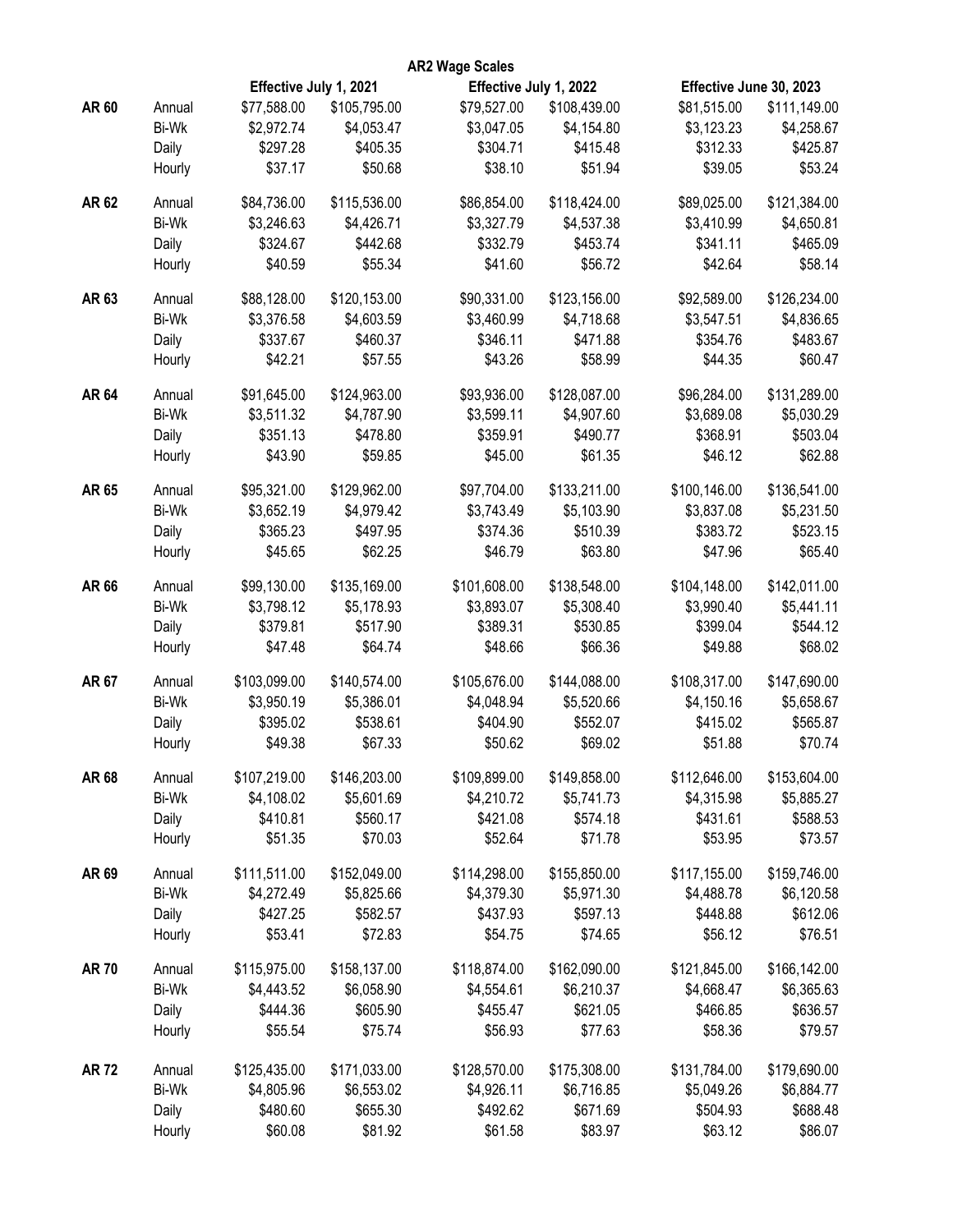# AR2 Wage Scales

| | | Effective July 1, 2021 | | Effective July 1, 2022 | | Effective June 30, 2023 | |
|---|---|---|---|---|---|---|---|
| **AR 60** | Annual | $77,588.00 | $105,795.00 | $79,527.00 | $108,439.00 | $81,515.00 | $111,149.00 |
| | Bi-Wk | $2,972.74 | $4,053.47 | $3,047.05 | $4,154.80 | $3,123.23 | $4,258.67 |
| | Daily | $297.28 | $405.35 | $304.71 | $415.48 | $312.33 | $425.87 |
| | Hourly | $37.17 | $50.68 | $38.10 | $51.94 | $39.05 | $53.24 |
| **AR 62** | Annual | $84,736.00 | $115,536.00 | $86,854.00 | $118,424.00 | $89,025.00 | $121,384.00 |
| | Bi-Wk | $3,246.63 | $4,426.71 | $3,327.79 | $4,537.38 | $3,410.99 | $4,650.81 |
| | Daily | $324.67 | $442.68 | $332.79 | $453.74 | $341.11 | $465.09 |
| | Hourly | $40.59 | $55.34 | $41.60 | $56.72 | $42.64 | $58.14 |
| **AR 63** | Annual | $88,128.00 | $120,153.00 | $90,331.00 | $123,156.00 | $92,589.00 | $126,234.00 |
| | Bi-Wk | $3,376.58 | $4,603.59 | $3,460.99 | $4,718.68 | $3,547.51 | $4,836.65 |
| | Daily | $337.67 | $460.37 | $346.11 | $471.88 | $354.76 | $483.67 |
| | Hourly | $42.21 | $57.55 | $43.26 | $58.99 | $44.35 | $60.47 |
| **AR 64** | Annual | $91,645.00 | $124,963.00 | $93,936.00 | $128,087.00 | $96,284.00 | $131,289.00 |
| | Bi-Wk | $3,511.32 | $4,787.90 | $3,599.11 | $4,907.60 | $3,689.08 | $5,030.29 |
| | Daily | $351.13 | $478.80 | $359.91 | $490.77 | $368.91 | $503.04 |
| | Hourly | $43.90 | $59.85 | $45.00 | $61.35 | $46.12 | $62.88 |
| **AR 65** | Annual | $95,321.00 | $129,962.00 | $97,704.00 | $133,211.00 | $100,146.00 | $136,541.00 |
| | Bi-Wk | $3,652.19 | $4,979.42 | $3,743.49 | $5,103.90 | $3,837.08 | $5,231.50 |
| | Daily | $365.23 | $497.95 | $374.36 | $510.39 | $383.72 | $523.15 |
| | Hourly | $45.65 | $62.25 | $46.79 | $63.80 | $47.96 | $65.40 |
| **AR 66** | Annual | $99,130.00 | $135,169.00 | $101,608.00 | $138,548.00 | $104,148.00 | $142,011.00 |
| | Bi-Wk | $3,798.12 | $5,178.93 | $3,893.07 | $5,308.40 | $3,990.40 | $5,441.11 |
| | Daily | $379.81 | $517.90 | $389.31 | $530.85 | $399.04 | $544.12 |
| | Hourly | $47.48 | $64.74 | $48.66 | $66.36 | $49.88 | $68.02 |
| **AR 67** | Annual | $103,099.00 | $140,574.00 | $105,676.00 | $144,088.00 | $108,317.00 | $147,690.00 |
| | Bi-Wk | $3,950.19 | $5,386.01 | $4,048.94 | $5,520.66 | $4,150.16 | $5,658.67 |
| | Daily | $395.02 | $538.61 | $404.90 | $552.07 | $415.02 | $565.87 |
| | Hourly | $49.38 | $67.33 | $50.62 | $69.02 | $51.88 | $70.74 |
| **AR 68** | Annual | $107,219.00 | $146,203.00 | $109,899.00 | $149,858.00 | $112,646.00 | $153,604.00 |
| | Bi-Wk | $4,108.02 | $5,601.69 | $4,210.72 | $5,741.73 | $4,315.98 | $5,885.27 |
| | Daily | $410.81 | $560.17 | $421.08 | $574.18 | $431.61 | $588.53 |
| | Hourly | $51.35 | $70.03 | $52.64 | $71.78 | $53.95 | $73.57 |
| **AR 69** | Annual | $111,511.00 | $152,049.00 | $114,298.00 | $155,850.00 | $117,155.00 | $159,746.00 |
| | Bi-Wk | $4,272.49 | $5,825.66 | $4,379.30 | $5,971.30 | $4,488.78 | $6,120.58 |
| | Daily | $427.25 | $582.57 | $437.93 | $597.13 | $448.88 | $612.06 |
| | Hourly | $53.41 | $72.83 | $54.75 | $74.65 | $56.12 | $76.51 |
| **AR 70** | Annual | $115,975.00 | $158,137.00 | $118,874.00 | $162,090.00 | $121,845.00 | $166,142.00 |
| | Bi-Wk | $4,443.52 | $6,058.90 | $4,554.61 | $6,210.37 | $4,668.47 | $6,365.63 |
| | Daily | $444.36 | $605.90 | $455.47 | $621.05 | $466.85 | $636.57 |
| | Hourly | $55.54 | $75.74 | $56.93 | $77.63 | $58.36 | $79.57 |
| **AR 72** | Annual | $125,435.00 | $171,033.00 | $128,570.00 | $175,308.00 | $131,784.00 | $179,690.00 |
| | Bi-Wk | $4,805.96 | $6,553.02 | $4,926.11 | $6,716.85 | $5,049.26 | $6,884.77 |
| | Daily | $480.60 | $655.30 | $492.62 | $671.69 | $504.93 | $688.48 |
| | Hourly | $60.08 | $81.92 | $61.58 | $83.97 | $63.12 | $86.07 |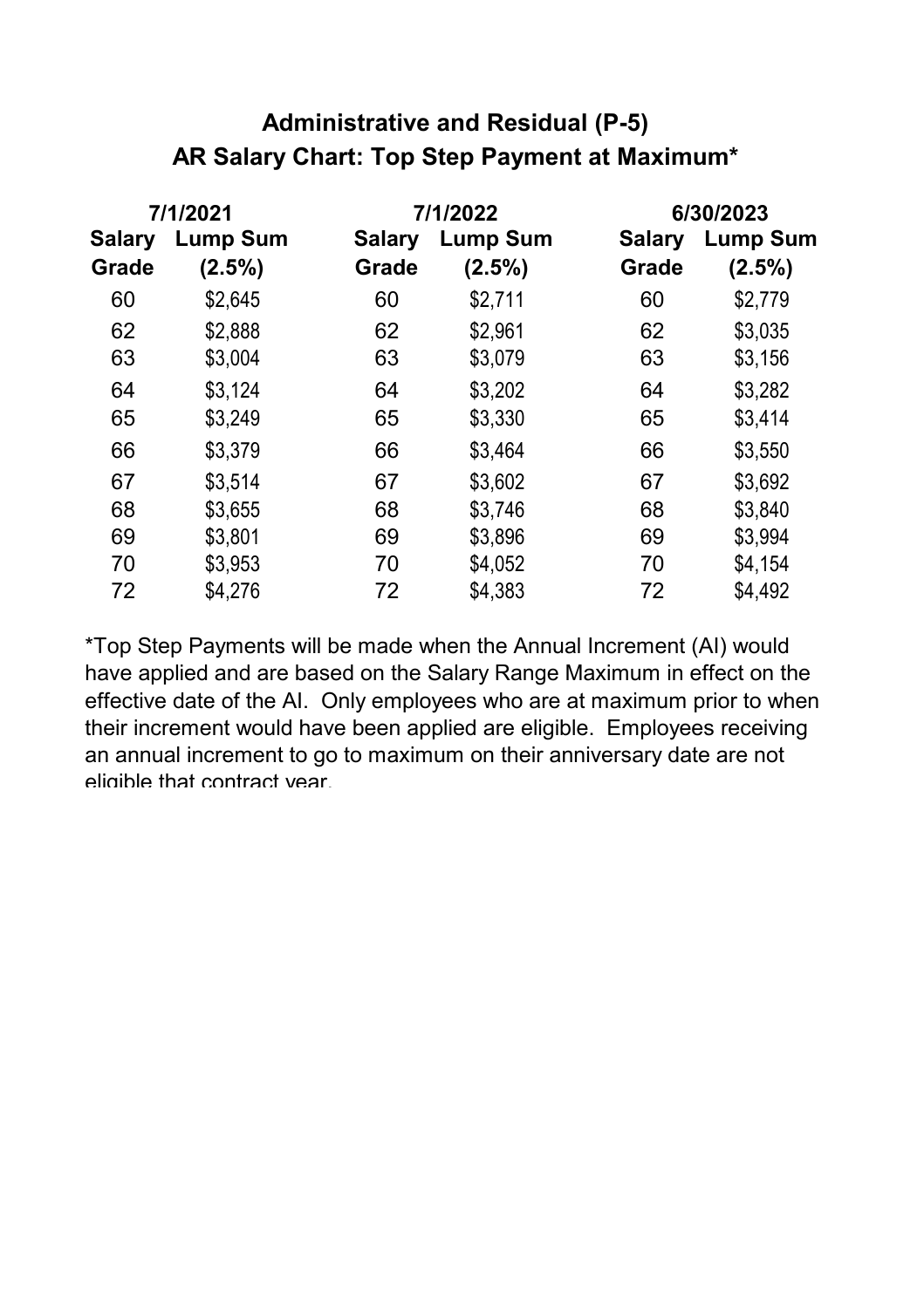## Administrative and Residual (P-5)
## AR Salary Chart: Top Step Payment at Maximum*

| 7/1/2021 | | 7/1/2022 | | 6/30/2023 | |
|---|---|---|---|---|---|
| Salary Grade | Lump Sum (2.5%) | Salary Grade | Lump Sum (2.5%) | Salary Grade | Lump Sum (2.5%) |
| 60 | $2,645 | 60 | $2,711 | 60 | $2,779 |
| 62 | $2,888 | 62 | $2,961 | 62 | $3,035 |
| 63 | $3,004 | 63 | $3,079 | 63 | $3,156 |
| 64 | $3,124 | 64 | $3,202 | 64 | $3,282 |
| 65 | $3,249 | 65 | $3,330 | 65 | $3,414 |
| 66 | $3,379 | 66 | $3,464 | 66 | $3,550 |
| 67 | $3,514 | 67 | $3,602 | 67 | $3,692 |
| 68 | $3,655 | 68 | $3,746 | 68 | $3,840 |
| 69 | $3,801 | 69 | $3,896 | 69 | $3,994 |
| 70 | $3,953 | 70 | $4,052 | 70 | $4,154 |
| 72 | $4,276 | 72 | $4,383 | 72 | $4,492 |

*Top Step Payments will be made when the Annual Increment (AI) would have applied and are based on the Salary Range Maximum in effect on the effective date of the AI. Only employees who are at maximum prior to when their increment would have been applied are eligible. Employees receiving an annual increment to go to maximum on their anniversary date are not eligible that contract year.